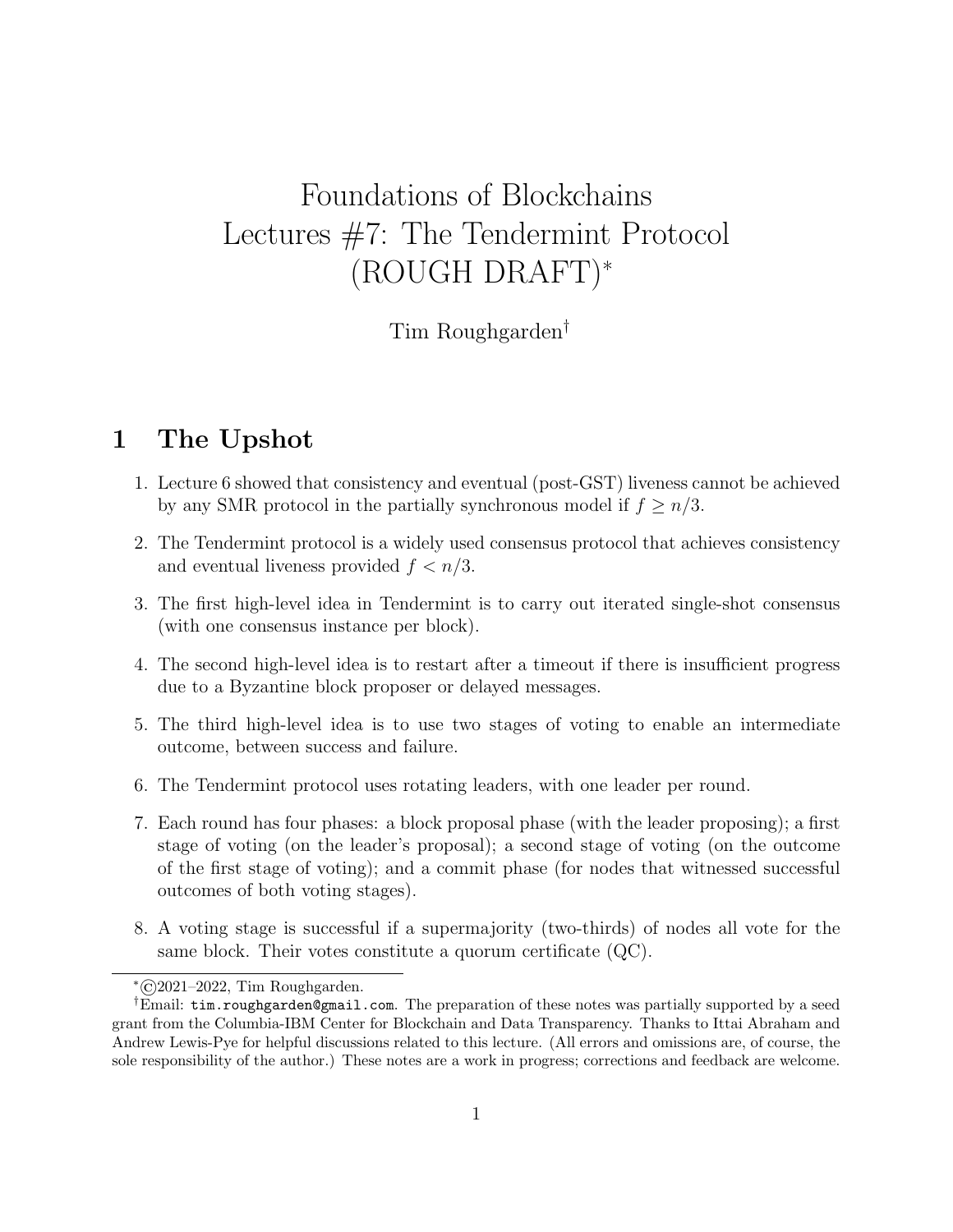# Foundations of Blockchains
# Lectures #7: The Tendermint Protocol (ROUGH DRAFT)*

Tim Roughgarden†

## 1 The Upshot

1. Lecture 6 showed that consistency and eventual (post-GST) liveness cannot be achieved by any SMR protocol in the partially synchronous model if $f \geq n/3$.
2. The Tendermint protocol is a widely used consensus protocol that achieves consistency and eventual liveness provided $f < n/3$.
3. The first high-level idea in Tendermint is to carry out iterated single-shot consensus (with one consensus instance per block).
4. The second high-level idea is to restart after a timeout if there is insufficient progress due to a Byzantine block proposer or delayed messages.
5. The third high-level idea is to use two stages of voting to enable an intermediate outcome, between success and failure.
6. The Tendermint protocol uses rotating leaders, with one leader per round.
7. Each round has four phases: a block proposal phase (with the leader proposing); a first stage of voting (on the leader's proposal); a second stage of voting (on the outcome of the first stage of voting); and a commit phase (for nodes that witnessed successful outcomes of both voting stages).
8. A voting stage is successful if a supermajority (two-thirds) of nodes all vote for the same block. Their votes constitute a quorum certificate (QC).

---

*©2021–2022, Tim Roughgarden.

†Email: `tim.roughgarden@gmail.com`. The preparation of these notes was partially supported by a seed grant from the Columbia-IBM Center for Blockchain and Data Transparency. Thanks to Ittai Abraham and Andrew Lewis-Pye for helpful discussions related to this lecture. (All errors and omissions are, of course, the sole responsibility of the author.) These notes are a work in progress; corrections and feedback are welcome.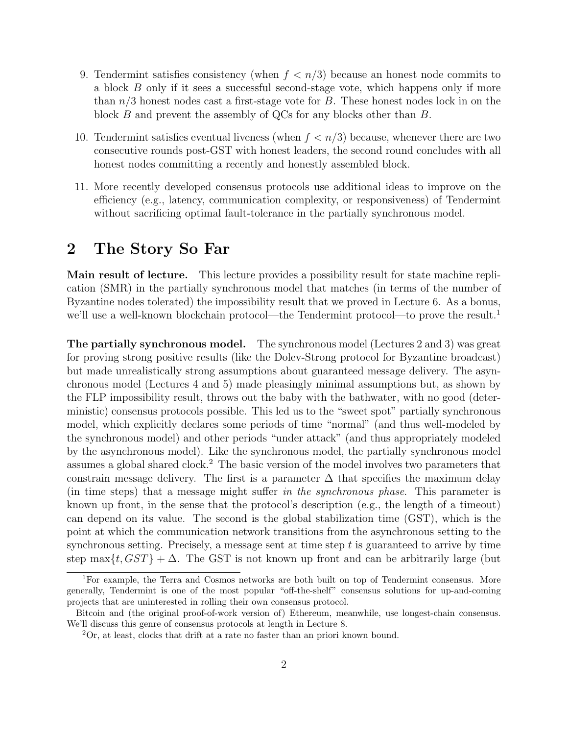9. Tendermint satisfies consistency (when $f < n/3$) because an honest node commits to a block $B$ only if it sees a successful second-stage vote, which happens only if more than $n/3$ honest nodes cast a first-stage vote for $B$. These honest nodes lock in on the block $B$ and prevent the assembly of QCs for any blocks other than $B$.

10. Tendermint satisfies eventual liveness (when $f < n/3$) because, whenever there are two consecutive rounds post-GST with honest leaders, the second round concludes with all honest nodes committing a recently and honestly assembled block.

11. More recently developed consensus protocols use additional ideas to improve on the efficiency (e.g., latency, communication complexity, or responsiveness) of Tendermint without sacrificing optimal fault-tolerance in the partially synchronous model.

# 2 The Story So Far

**Main result of lecture.** This lecture provides a possibility result for state machine replication (SMR) in the partially synchronous model that matches (in terms of the number of Byzantine nodes tolerated) the impossibility result that we proved in Lecture 6. As a bonus, we'll use a well-known blockchain protocol—the Tendermint protocol—to prove the result.[1]

**The partially synchronous model.** The synchronous model (Lectures 2 and 3) was great for proving strong positive results (like the Dolev-Strong protocol for Byzantine broadcast) but made unrealistically strong assumptions about guaranteed message delivery. The asynchronous model (Lectures 4 and 5) made pleasingly minimal assumptions but, as shown by the FLP impossibility result, throws out the baby with the bathwater, with no good (deterministic) consensus protocols possible. This led us to the "sweet spot" partially synchronous model, which explicitly declares some periods of time "normal" (and thus well-modeled by the synchronous model) and other periods "under attack" (and thus appropriately modeled by the asynchronous model). Like the synchronous model, the partially synchronous model assumes a global shared clock.[2] The basic version of the model involves two parameters that constrain message delivery. The first is a parameter $\Delta$ that specifies the maximum delay (in time steps) that a message might suffer *in the synchronous phase*. This parameter is known up front, in the sense that the protocol's description (e.g., the length of a timeout) can depend on its value. The second is the global stabilization time (GST), which is the point at which the communication network transitions from the asynchronous setting to the synchronous setting. Precisely, a message sent at time step $t$ is guaranteed to arrive by time step $\max\{t, GST\} + \Delta$. The GST is not known up front and can be arbitrarily large (but

---

[1] For example, the Terra and Cosmos networks are both built on top of Tendermint consensus. More generally, Tendermint is one of the most popular "off-the-shelf" consensus solutions for up-and-coming projects that are uninterested in rolling their own consensus protocol.

Bitcoin and (the original proof-of-work version of) Ethereum, meanwhile, use longest-chain consensus. We'll discuss this genre of consensus protocols at length in Lecture 8.

[2] Or, at least, clocks that drift at a rate no faster than an priori known bound.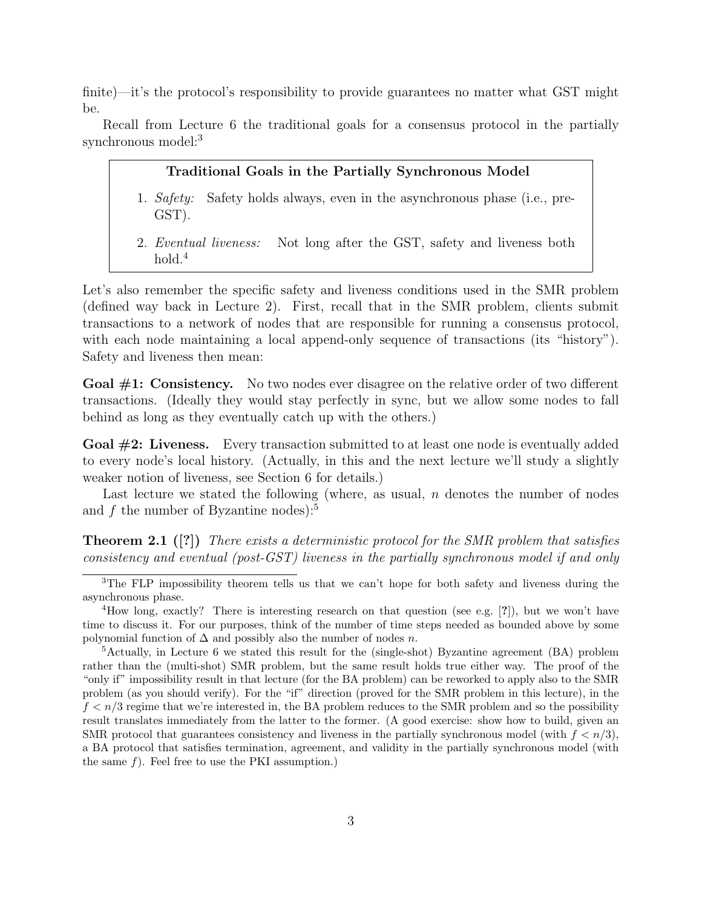finite)—it's the protocol's responsibility to provide guarantees no matter what GST might be.

Recall from Lecture 6 the traditional goals for a consensus protocol in the partially synchronous model:[3]

> **Traditional Goals in the Partially Synchronous Model**
>
> 1. *Safety:* Safety holds always, even in the asynchronous phase (i.e., pre-GST).
> 2. *Eventual liveness:* Not long after the GST, safety and liveness both hold.[4]

Let's also remember the specific safety and liveness conditions used in the SMR problem (defined way back in Lecture 2). First, recall that in the SMR problem, clients submit transactions to a network of nodes that are responsible for running a consensus protocol, with each node maintaining a local append-only sequence of transactions (its "history"). Safety and liveness then mean:

**Goal #1: Consistency.** No two nodes ever disagree on the relative order of two different transactions. (Ideally they would stay perfectly in sync, but we allow some nodes to fall behind as long as they eventually catch up with the others.)

**Goal #2: Liveness.** Every transaction submitted to at least one node is eventually added to every node's local history. (Actually, in this and the next lecture we'll study a slightly weaker notion of liveness, see Section 6 for details.)

Last lecture we stated the following (where, as usual, $n$ denotes the number of nodes and $f$ the number of Byzantine nodes):[5]

**Theorem 2.1 ([?])** *There exists a deterministic protocol for the SMR problem that satisfies consistency and eventual (post-GST) liveness in the partially synchronous model if and only*

---

[3] The FLP impossibility theorem tells us that we can't hope for both safety and liveness during the asynchronous phase.

[4] How long, exactly? There is interesting research on that question (see e.g. [?]), but we won't have time to discuss it. For our purposes, think of the number of time steps needed as bounded above by some polynomial function of $\Delta$ and possibly also the number of nodes $n$.

[5] Actually, in Lecture 6 we stated this result for the (single-shot) Byzantine agreement (BA) problem rather than the (multi-shot) SMR problem, but the same result holds true either way. The proof of the "only if" impossibility result in that lecture (for the BA problem) can be reworked to apply also to the SMR problem (as you should verify). For the "if" direction (proved for the SMR problem in this lecture), in the $f < n/3$ regime that we're interested in, the BA problem reduces to the SMR problem and so the possibility result translates immediately from the latter to the former. (A good exercise: show how to build, given an SMR protocol that guarantees consistency and liveness in the partially synchronous model (with $f < n/3$), a BA protocol that satisfies termination, agreement, and validity in the partially synchronous model (with the same $f$). Feel free to use the PKI assumption.)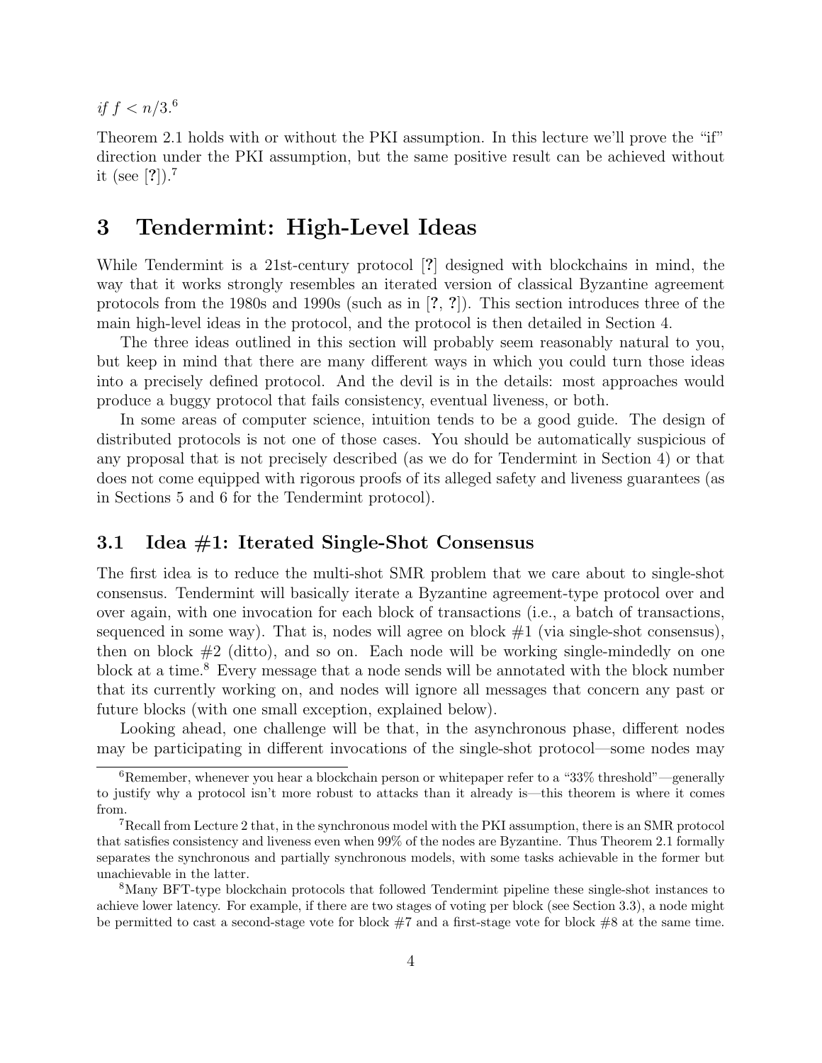*if* $f < n/3$.[6]

Theorem 2.1 holds with or without the PKI assumption. In this lecture we'll prove the "if" direction under the PKI assumption, but the same positive result can be achieved without it (see [?]).[7]

# 3 Tendermint: High-Level Ideas

While Tendermint is a 21st-century protocol [?] designed with blockchains in mind, the way that it works strongly resembles an iterated version of classical Byzantine agreement protocols from the 1980s and 1990s (such as in [?, ?]). This section introduces three of the main high-level ideas in the protocol, and the protocol is then detailed in Section 4.

The three ideas outlined in this section will probably seem reasonably natural to you, but keep in mind that there are many different ways in which you could turn those ideas into a precisely defined protocol. And the devil is in the details: most approaches would produce a buggy protocol that fails consistency, eventual liveness, or both.

In some areas of computer science, intuition tends to be a good guide. The design of distributed protocols is not one of those cases. You should be automatically suspicious of any proposal that is not precisely described (as we do for Tendermint in Section 4) or that does not come equipped with rigorous proofs of its alleged safety and liveness guarantees (as in Sections 5 and 6 for the Tendermint protocol).

## 3.1 Idea #1: Iterated Single-Shot Consensus

The first idea is to reduce the multi-shot SMR problem that we care about to single-shot consensus. Tendermint will basically iterate a Byzantine agreement-type protocol over and over again, with one invocation for each block of transactions (i.e., a batch of transactions, sequenced in some way). That is, nodes will agree on block #1 (via single-shot consensus), then on block #2 (ditto), and so on. Each node will be working single-mindedly on one block at a time.[8] Every message that a node sends will be annotated with the block number that its currently working on, and nodes will ignore all messages that concern any past or future blocks (with one small exception, explained below).

Looking ahead, one challenge will be that, in the asynchronous phase, different nodes may be participating in different invocations of the single-shot protocol—some nodes may

---

[6] Remember, whenever you hear a blockchain person or whitepaper refer to a "33% threshold"—generally to justify why a protocol isn't more robust to attacks than it already is—this theorem is where it comes from.

[7] Recall from Lecture 2 that, in the synchronous model with the PKI assumption, there is an SMR protocol that satisfies consistency and liveness even when 99% of the nodes are Byzantine. Thus Theorem 2.1 formally separates the synchronous and partially synchronous models, with some tasks achievable in the former but unachievable in the latter.

[8] Many BFT-type blockchain protocols that followed Tendermint pipeline these single-shot instances to achieve lower latency. For example, if there are two stages of voting per block (see Section 3.3), a node might be permitted to cast a second-stage vote for block #7 and a first-stage vote for block #8 at the same time.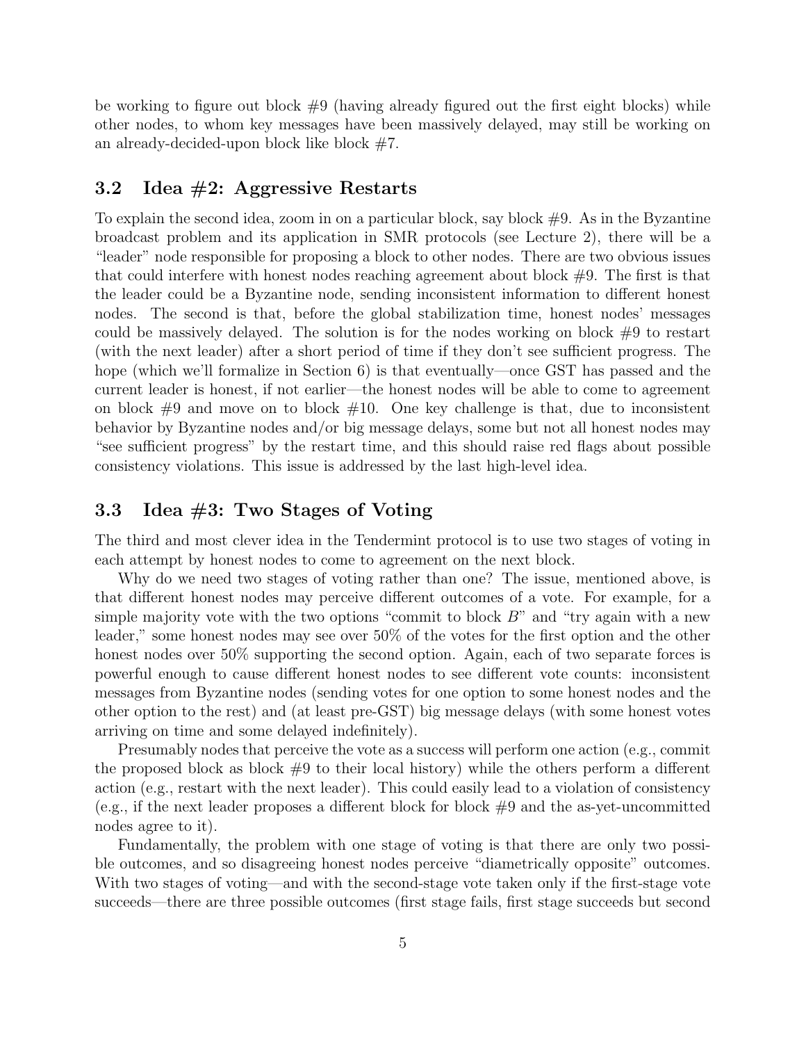be working to figure out block #9 (having already figured out the first eight blocks) while other nodes, to whom key messages have been massively delayed, may still be working on an already-decided-upon block like block #7.

### 3.2 Idea #2: Aggressive Restarts

To explain the second idea, zoom in on a particular block, say block #9. As in the Byzantine broadcast problem and its application in SMR protocols (see Lecture 2), there will be a "leader" node responsible for proposing a block to other nodes. There are two obvious issues that could interfere with honest nodes reaching agreement about block #9. The first is that the leader could be a Byzantine node, sending inconsistent information to different honest nodes. The second is that, before the global stabilization time, honest nodes' messages could be massively delayed. The solution is for the nodes working on block #9 to restart (with the next leader) after a short period of time if they don't see sufficient progress. The hope (which we'll formalize in Section 6) is that eventually—once GST has passed and the current leader is honest, if not earlier—the honest nodes will be able to come to agreement on block #9 and move on to block #10. One key challenge is that, due to inconsistent behavior by Byzantine nodes and/or big message delays, some but not all honest nodes may "see sufficient progress" by the restart time, and this should raise red flags about possible consistency violations. This issue is addressed by the last high-level idea.

### 3.3 Idea #3: Two Stages of Voting

The third and most clever idea in the Tendermint protocol is to use two stages of voting in each attempt by honest nodes to come to agreement on the next block.

Why do we need two stages of voting rather than one? The issue, mentioned above, is that different honest nodes may perceive different outcomes of a vote. For example, for a simple majority vote with the two options "commit to block $B$" and "try again with a new leader," some honest nodes may see over 50% of the votes for the first option and the other honest nodes over 50% supporting the second option. Again, each of two separate forces is powerful enough to cause different honest nodes to see different vote counts: inconsistent messages from Byzantine nodes (sending votes for one option to some honest nodes and the other option to the rest) and (at least pre-GST) big message delays (with some honest votes arriving on time and some delayed indefinitely).

Presumably nodes that perceive the vote as a success will perform one action (e.g., commit the proposed block as block #9 to their local history) while the others perform a different action (e.g., restart with the next leader). This could easily lead to a violation of consistency (e.g., if the next leader proposes a different block for block #9 and the as-yet-uncommitted nodes agree to it).

Fundamentally, the problem with one stage of voting is that there are only two possible outcomes, and so disagreeing honest nodes perceive "diametrically opposite" outcomes. With two stages of voting—and with the second-stage vote taken only if the first-stage vote succeeds—there are three possible outcomes (first stage fails, first stage succeeds but second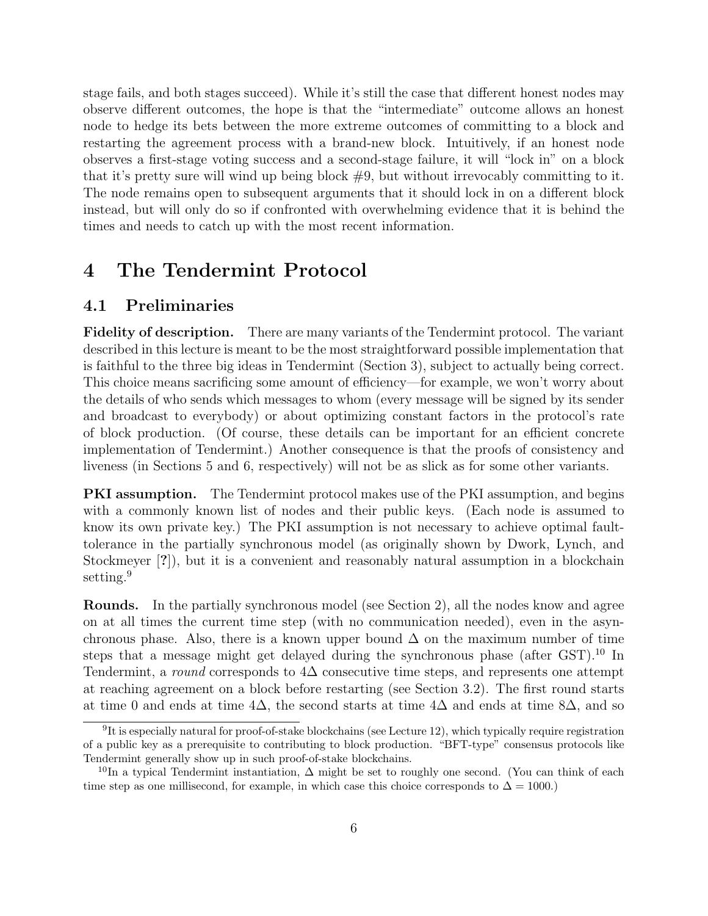stage fails, and both stages succeed). While it's still the case that different honest nodes may observe different outcomes, the hope is that the "intermediate" outcome allows an honest node to hedge its bets between the more extreme outcomes of committing to a block and restarting the agreement process with a brand-new block. Intuitively, if an honest node observes a first-stage voting success and a second-stage failure, it will "lock in" on a block that it's pretty sure will wind up being block #9, but without irrevocably committing to it. The node remains open to subsequent arguments that it should lock in on a different block instead, but will only do so if confronted with overwhelming evidence that it is behind the times and needs to catch up with the most recent information.

# 4 The Tendermint Protocol

## 4.1 Preliminaries

**Fidelity of description.** There are many variants of the Tendermint protocol. The variant described in this lecture is meant to be the most straightforward possible implementation that is faithful to the three big ideas in Tendermint (Section 3), subject to actually being correct. This choice means sacrificing some amount of efficiency—for example, we won't worry about the details of who sends which messages to whom (every message will be signed by its sender and broadcast to everybody) or about optimizing constant factors in the protocol's rate of block production. (Of course, these details can be important for an efficient concrete implementation of Tendermint.) Another consequence is that the proofs of consistency and liveness (in Sections 5 and 6, respectively) will not be as slick as for some other variants.

**PKI assumption.** The Tendermint protocol makes use of the PKI assumption, and begins with a commonly known list of nodes and their public keys. (Each node is assumed to know its own private key.) The PKI assumption is not necessary to achieve optimal fault-tolerance in the partially synchronous model (as originally shown by Dwork, Lynch, and Stockmeyer [**?**]), but it is a convenient and reasonably natural assumption in a blockchain setting.[9]

**Rounds.** In the partially synchronous model (see Section 2), all the nodes know and agree on at all times the current time step (with no communication needed), even in the asynchronous phase. Also, there is a known upper bound $\Delta$ on the maximum number of time steps that a message might get delayed during the synchronous phase (after GST).[10] In Tendermint, a *round* corresponds to $4\Delta$ consecutive time steps, and represents one attempt at reaching agreement on a block before restarting (see Section 3.2). The first round starts at time 0 and ends at time $4\Delta$, the second starts at time $4\Delta$ and ends at time $8\Delta$, and so

[9] It is especially natural for proof-of-stake blockchains (see Lecture 12), which typically require registration of a public key as a prerequisite to contributing to block production. "BFT-type" consensus protocols like Tendermint generally show up in such proof-of-stake blockchains.

[10] In a typical Tendermint instantiation, $\Delta$ might be set to roughly one second. (You can think of each time step as one millisecond, for example, in which case this choice corresponds to $\Delta = 1000$.)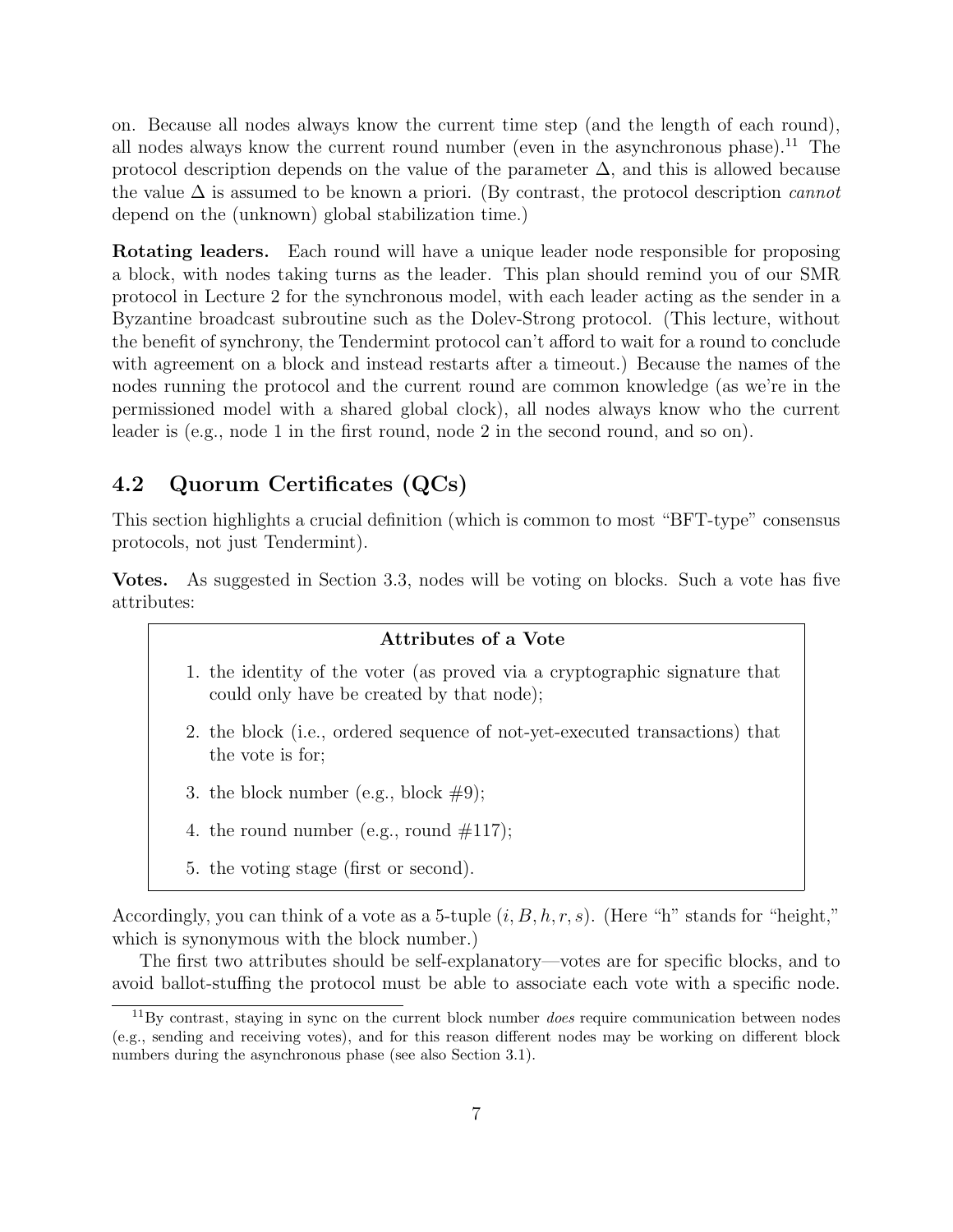on. Because all nodes always know the current time step (and the length of each round), all nodes always know the current round number (even in the asynchronous phase).[11] The protocol description depends on the value of the parameter $\Delta$, and this is allowed because the value $\Delta$ is assumed to be known a priori. (By contrast, the protocol description *cannot* depend on the (unknown) global stabilization time.)

**Rotating leaders.** Each round will have a unique leader node responsible for proposing a block, with nodes taking turns as the leader. This plan should remind you of our SMR protocol in Lecture 2 for the synchronous model, with each leader acting as the sender in a Byzantine broadcast subroutine such as the Dolev-Strong protocol. (This lecture, without the benefit of synchrony, the Tendermint protocol can't afford to wait for a round to conclude with agreement on a block and instead restarts after a timeout.) Because the names of the nodes running the protocol and the current round are common knowledge (as we're in the permissioned model with a shared global clock), all nodes always know who the current leader is (e.g., node 1 in the first round, node 2 in the second round, and so on).

## 4.2 Quorum Certificates (QCs)

This section highlights a crucial definition (which is common to most "BFT-type" consensus protocols, not just Tendermint).

**Votes.** As suggested in Section 3.3, nodes will be voting on blocks. Such a vote has five attributes:

> **Attributes of a Vote**
>
> 1. the identity of the voter (as proved via a cryptographic signature that could only have be created by that node);
> 2. the block (i.e., ordered sequence of not-yet-executed transactions) that the vote is for;
> 3. the block number (e.g., block #9);
> 4. the round number (e.g., round #117);
> 5. the voting stage (first or second).

Accordingly, you can think of a vote as a 5-tuple $(i, B, h, r, s)$. (Here "h" stands for "height," which is synonymous with the block number.)

The first two attributes should be self-explanatory—votes are for specific blocks, and to avoid ballot-stuffing the protocol must be able to associate each vote with a specific node.

[11] By contrast, staying in sync on the current block number *does* require communication between nodes (e.g., sending and receiving votes), and for this reason different nodes may be working on different block numbers during the asynchronous phase (see also Section 3.1).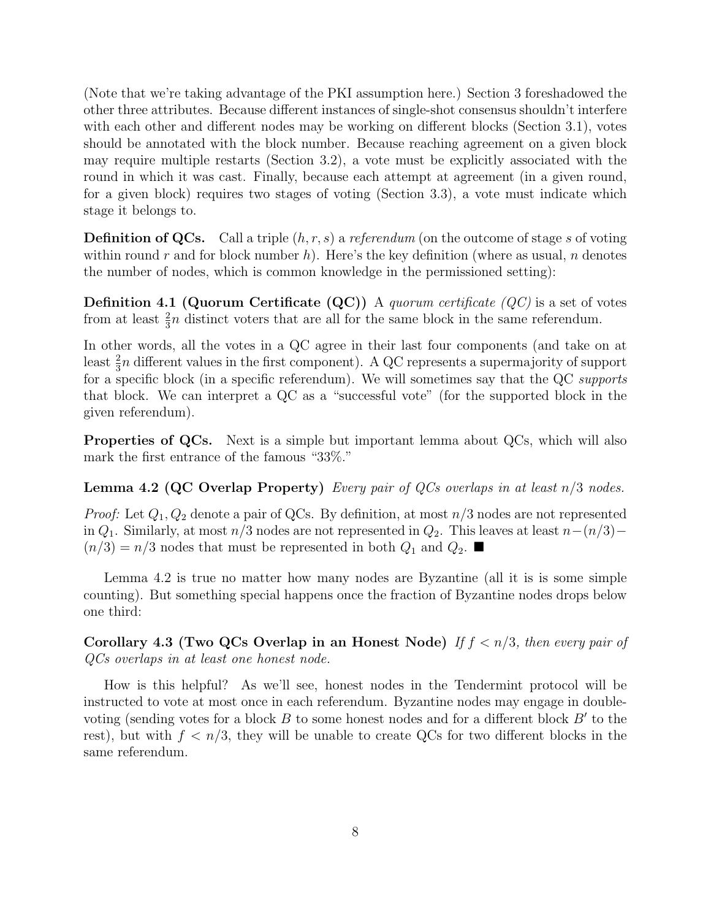(Note that we're taking advantage of the PKI assumption here.) Section 3 foreshadowed the other three attributes. Because different instances of single-shot consensus shouldn't interfere with each other and different nodes may be working on different blocks (Section 3.1), votes should be annotated with the block number. Because reaching agreement on a given block may require multiple restarts (Section 3.2), a vote must be explicitly associated with the round in which it was cast. Finally, because each attempt at agreement (in a given round, for a given block) requires two stages of voting (Section 3.3), a vote must indicate which stage it belongs to.

**Definition of QCs.** Call a triple $(h, r, s)$ a *referendum* (on the outcome of stage $s$ of voting within round $r$ and for block number $h$). Here's the key definition (where as usual, $n$ denotes the number of nodes, which is common knowledge in the permissioned setting):

**Definition 4.1 (Quorum Certificate (QC))** *A quorum certificate (QC) is a set of votes from at least $\frac{2}{3}n$ distinct voters that are all for the same block in the same referendum.*

In other words, all the votes in a QC agree in their last four components (and take on at least $\frac{2}{3}n$ different values in the first component). A QC represents a supermajority of support for a specific block (in a specific referendum). We will sometimes say that the QC *supports* that block. We can interpret a QC as a "successful vote" (for the supported block in the given referendum).

**Properties of QCs.** Next is a simple but important lemma about QCs, which will also mark the first entrance of the famous "33%."

**Lemma 4.2 (QC Overlap Property)** *Every pair of QCs overlaps in at least $n/3$ nodes.*

*Proof:* Let $Q_1, Q_2$ denote a pair of QCs. By definition, at most $n/3$ nodes are not represented in $Q_1$. Similarly, at most $n/3$ nodes are not represented in $Q_2$. This leaves at least $n-(n/3)-(n/3) = n/3$ nodes that must be represented in both $Q_1$ and $Q_2$. ∎

Lemma 4.2 is true no matter how many nodes are Byzantine (all it is is some simple counting). But something special happens once the fraction of Byzantine nodes drops below one third:

**Corollary 4.3 (Two QCs Overlap in an Honest Node)** *If $f < n/3$, then every pair of QCs overlaps in at least one honest node.*

How is this helpful? As we'll see, honest nodes in the Tendermint protocol will be instructed to vote at most once in each referendum. Byzantine nodes may engage in double-voting (sending votes for a block $B$ to some honest nodes and for a different block $B'$ to the rest), but with $f < n/3$, they will be unable to create QCs for two different blocks in the same referendum.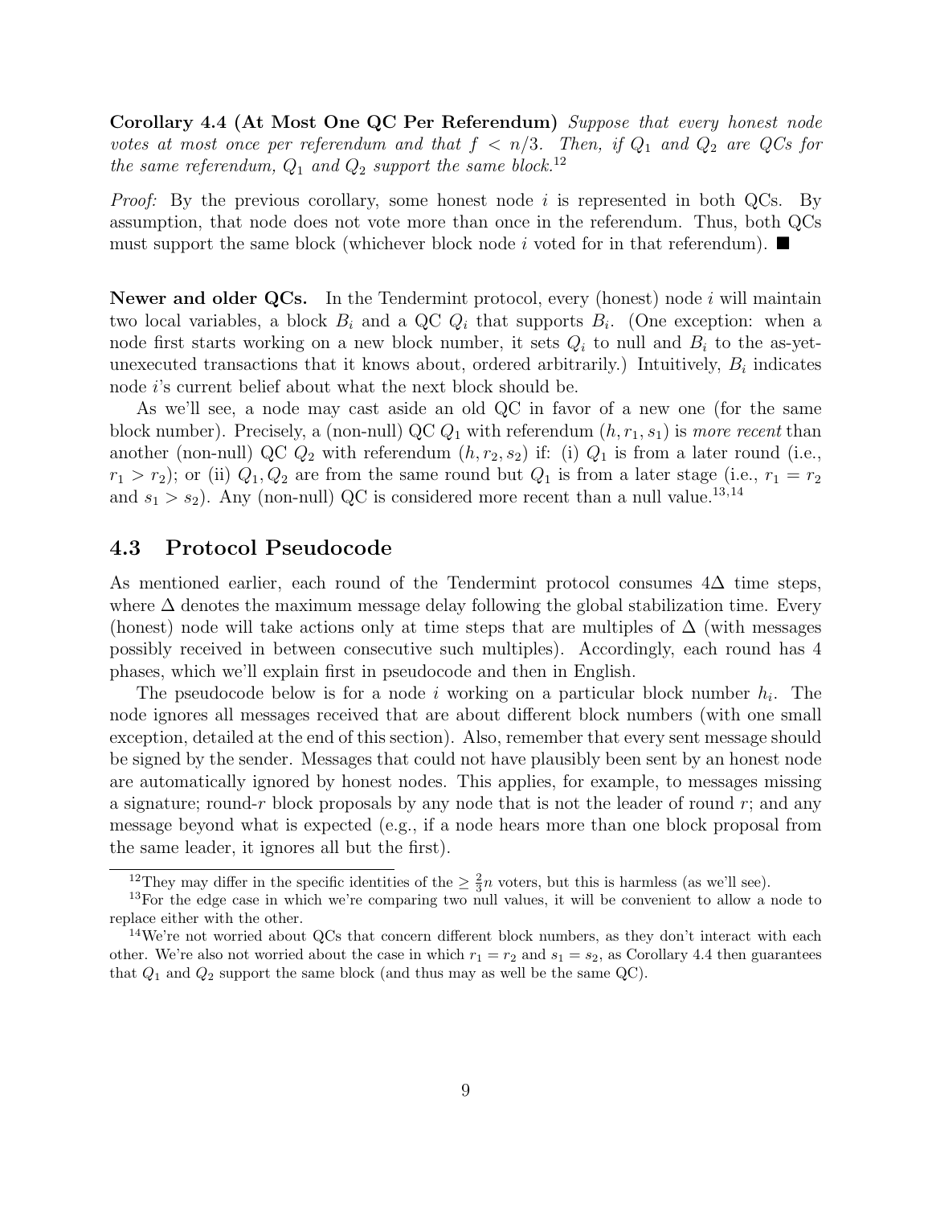**Corollary 4.4 (At Most One QC Per Referendum)** *Suppose that every honest node votes at most once per referendum and that $f < n/3$. Then, if $Q_1$ and $Q_2$ are QCs for the same referendum, $Q_1$ and $Q_2$ support the same block.*[12]

*Proof:* By the previous corollary, some honest node $i$ is represented in both QCs. By assumption, that node does not vote more than once in the referendum. Thus, both QCs must support the same block (whichever block node $i$ voted for in that referendum). ■

**Newer and older QCs.** In the Tendermint protocol, every (honest) node $i$ will maintain two local variables, a block $B_i$ and a QC $Q_i$ that supports $B_i$. (One exception: when a node first starts working on a new block number, it sets $Q_i$ to null and $B_i$ to the as-yet-unexecuted transactions that it knows about, ordered arbitrarily.) Intuitively, $B_i$ indicates node $i$'s current belief about what the next block should be.

As we'll see, a node may cast aside an old QC in favor of a new one (for the same block number). Precisely, a (non-null) QC $Q_1$ with referendum $(h, r_1, s_1)$ is *more recent* than another (non-null) QC $Q_2$ with referendum $(h, r_2, s_2)$ if: (i) $Q_1$ is from a later round (i.e., $r_1 > r_2$); or (ii) $Q_1, Q_2$ are from the same round but $Q_1$ is from a later stage (i.e., $r_1 = r_2$ and $s_1 > s_2$). Any (non-null) QC is considered more recent than a null value.[13,14]

## 4.3 Protocol Pseudocode

As mentioned earlier, each round of the Tendermint protocol consumes $4\Delta$ time steps, where $\Delta$ denotes the maximum message delay following the global stabilization time. Every (honest) node will take actions only at time steps that are multiples of $\Delta$ (with messages possibly received in between consecutive such multiples). Accordingly, each round has 4 phases, which we'll explain first in pseudocode and then in English.

The pseudocode below is for a node $i$ working on a particular block number $h_i$. The node ignores all messages received that are about different block numbers (with one small exception, detailed at the end of this section). Also, remember that every sent message should be signed by the sender. Messages that could not have plausibly been sent by an honest node are automatically ignored by honest nodes. This applies, for example, to messages missing a signature; round-$r$ block proposals by any node that is not the leader of round $r$; and any message beyond what is expected (e.g., if a node hears more than one block proposal from the same leader, it ignores all but the first).

---

[12] They may differ in the specific identities of the $\geq \frac{2}{3}n$ voters, but this is harmless (as we'll see).

[13] For the edge case in which we're comparing two null values, it will be convenient to allow a node to replace either with the other.

[14] We're not worried about QCs that concern different block numbers, as they don't interact with each other. We're also not worried about the case in which $r_1 = r_2$ and $s_1 = s_2$, as Corollary 4.4 then guarantees that $Q_1$ and $Q_2$ support the same block (and thus may as well be the same QC).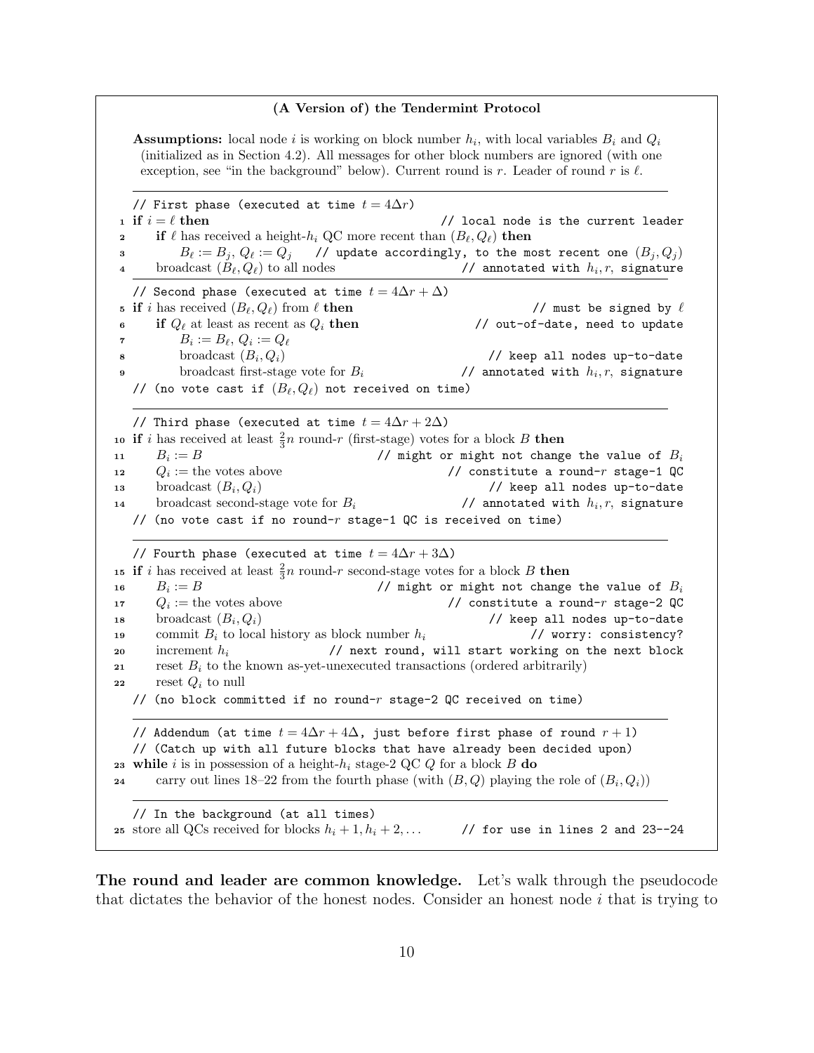**(A Version of) the Tendermint Protocol**

**Assumptions:** local node $i$ is working on block number $h_i$, with local variables $B_i$ and $Q_i$ (initialized as in Section 4.2). All messages for other block numbers are ignored (with one exception, see "in the background" below). Current round is $r$. Leader of round $r$ is $\ell$.

---

// First phase (executed at time $t = 4\Delta r$)

1 **if** $i = \ell$ **then** // local node is the current leader

2 **if** $\ell$ has received a height-$h_i$ QC more recent than $(B_\ell, Q_\ell)$ **then**

3 $B_\ell := B_j$, $Q_\ell := Q_j$ // update accordingly, to the most recent one $(B_j, Q_j)$

4 broadcast $(B_\ell, Q_\ell)$ to all nodes // annotated with $h_i, r$, signature

---

// Second phase (executed at time $t = 4\Delta r + \Delta$)

5 **if** $i$ has received $(B_\ell, Q_\ell)$ from $\ell$ **then** // must be signed by $\ell$

6 **if** $Q_\ell$ at least as recent as $Q_i$ **then** // out-of-date, need to update

7 $B_i := B_\ell$, $Q_i := Q_\ell$

8 broadcast $(B_i, Q_i)$ // keep all nodes up-to-date

9 broadcast first-stage vote for $B_i$ // annotated with $h_i, r$, signature

// (no vote cast if $(B_\ell, Q_\ell)$ not received on time)

---

// Third phase (executed at time $t = 4\Delta r + 2\Delta$)

10 **if** $i$ has received at least $\frac{2}{3}n$ round-$r$ (first-stage) votes for a block $B$ **then**

11 $B_i := B$ // might or might not change the value of $B_i$

12 $Q_i :=$ the votes above // constitute a round-$r$ stage-1 QC

13 broadcast $(B_i, Q_i)$ // keep all nodes up-to-date

14 broadcast second-stage vote for $B_i$ // annotated with $h_i, r$, signature

// (no vote cast if no round-$r$ stage-1 QC is received on time)

---

// Fourth phase (executed at time $t = 4\Delta r + 3\Delta$)

15 **if** $i$ has received at least $\frac{2}{3}n$ round-$r$ second-stage votes for a block $B$ **then**

16 $B_i := B$ // might or might not change the value of $B_i$

17 $Q_i :=$ the votes above // constitute a round-$r$ stage-2 QC

18 broadcast $(B_i, Q_i)$ // keep all nodes up-to-date

19 commit $B_i$ to local history as block number $h_i$ // worry: consistency?

20 increment $h_i$ // next round, will start working on the next block

21 reset $B_i$ to the known as-yet-unexecuted transactions (ordered arbitrarily)

22 reset $Q_i$ to null

// (no block committed if no round-$r$ stage-2 QC received on time)

---

// Addendum (at time $t = 4\Delta r + 4\Delta$, just before first phase of round $r + 1$)

// (Catch up with all future blocks that have already been decided upon)

23 **while** $i$ is in possession of a height-$h_i$ stage-2 QC $Q$ for a block $B$ **do**

24 carry out lines 18–22 from the fourth phase (with $(B, Q)$ playing the role of $(B_i, Q_i)$)

---

// In the background (at all times)

25 store all QCs received for blocks $h_i + 1, h_i + 2, \ldots$ // for use in lines 2 and 23--24

**The round and leader are common knowledge.** Let's walk through the pseudocode that dictates the behavior of the honest nodes. Consider an honest node $i$ that is trying to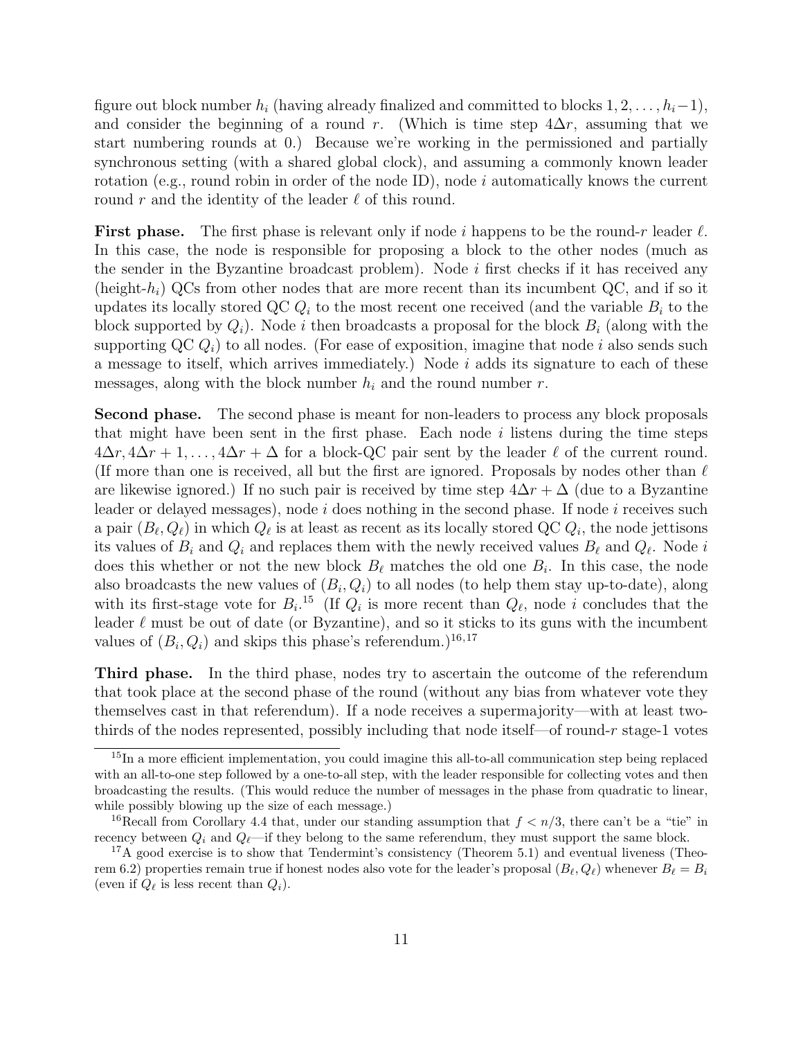figure out block number $h_i$ (having already finalized and committed to blocks $1, 2, \ldots, h_i - 1$), and consider the beginning of a round $r$. (Which is time step $4\Delta r$, assuming that we start numbering rounds at 0.) Because we're working in the permissioned and partially synchronous setting (with a shared global clock), and assuming a commonly known leader rotation (e.g., round robin in order of the node ID), node $i$ automatically knows the current round $r$ and the identity of the leader $\ell$ of this round.

**First phase.** The first phase is relevant only if node $i$ happens to be the round-$r$ leader $\ell$. In this case, the node is responsible for proposing a block to the other nodes (much as the sender in the Byzantine broadcast problem). Node $i$ first checks if it has received any (height-$h_i$) QCs from other nodes that are more recent than its incumbent QC, and if so it updates its locally stored QC $Q_i$ to the most recent one received (and the variable $B_i$ to the block supported by $Q_i$). Node $i$ then broadcasts a proposal for the block $B_i$ (along with the supporting QC $Q_i$) to all nodes. (For ease of exposition, imagine that node $i$ also sends such a message to itself, which arrives immediately.) Node $i$ adds its signature to each of these messages, along with the block number $h_i$ and the round number $r$.

**Second phase.** The second phase is meant for non-leaders to process any block proposals that might have been sent in the first phase. Each node $i$ listens during the time steps $4\Delta r, 4\Delta r + 1, \ldots, 4\Delta r + \Delta$ for a block-QC pair sent by the leader $\ell$ of the current round. (If more than one is received, all but the first are ignored. Proposals by nodes other than $\ell$ are likewise ignored.) If no such pair is received by time step $4\Delta r + \Delta$ (due to a Byzantine leader or delayed messages), node $i$ does nothing in the second phase. If node $i$ receives such a pair $(B_\ell, Q_\ell)$ in which $Q_\ell$ is at least as recent as its locally stored QC $Q_i$, the node jettisons its values of $B_i$ and $Q_i$ and replaces them with the newly received values $B_\ell$ and $Q_\ell$. Node $i$ does this whether or not the new block $B_\ell$ matches the old one $B_i$. In this case, the node also broadcasts the new values of $(B_i, Q_i)$ to all nodes (to help them stay up-to-date), along with its first-stage vote for $B_i$.[15] (If $Q_i$ is more recent than $Q_\ell$, node $i$ concludes that the leader $\ell$ must be out of date (or Byzantine), and so it sticks to its guns with the incumbent values of $(B_i, Q_i)$ and skips this phase's referendum.)[16,17]

**Third phase.** In the third phase, nodes try to ascertain the outcome of the referendum that took place at the second phase of the round (without any bias from whatever vote they themselves cast in that referendum). If a node receives a supermajority—with at least two-thirds of the nodes represented, possibly including that node itself—of round-$r$ stage-1 votes

[15] In a more efficient implementation, you could imagine this all-to-all communication step being replaced with an all-to-one step followed by a one-to-all step, with the leader responsible for collecting votes and then broadcasting the results. (This would reduce the number of messages in the phase from quadratic to linear, while possibly blowing up the size of each message.)

[16] Recall from Corollary 4.4 that, under our standing assumption that $f < n/3$, there can't be a "tie" in recency between $Q_i$ and $Q_\ell$—if they belong to the same referendum, they must support the same block.

[17] A good exercise is to show that Tendermint's consistency (Theorem 5.1) and eventual liveness (Theorem 6.2) properties remain true if honest nodes also vote for the leader's proposal $(B_\ell, Q_\ell)$ whenever $B_\ell = B_i$ (even if $Q_\ell$ is less recent than $Q_i$).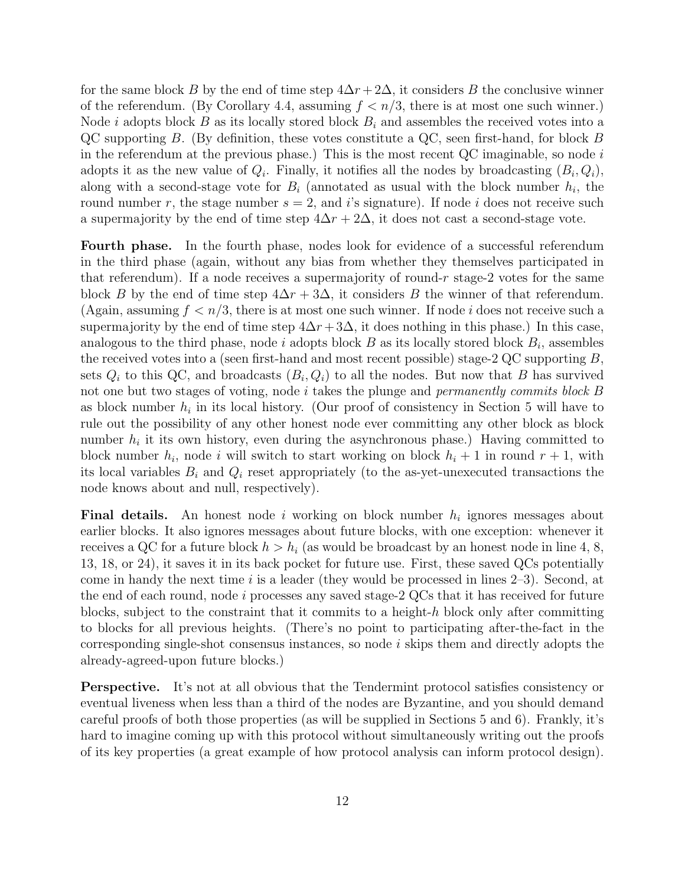for the same block $B$ by the end of time step $4\Delta r + 2\Delta$, it considers $B$ the conclusive winner of the referendum. (By Corollary 4.4, assuming $f < n/3$, there is at most one such winner.) Node $i$ adopts block $B$ as its locally stored block $B_i$ and assembles the received votes into a QC supporting $B$. (By definition, these votes constitute a QC, seen first-hand, for block $B$ in the referendum at the previous phase.) This is the most recent QC imaginable, so node $i$ adopts it as the new value of $Q_i$. Finally, it notifies all the nodes by broadcasting $(B_i, Q_i)$, along with a second-stage vote for $B_i$ (annotated as usual with the block number $h_i$, the round number $r$, the stage number $s = 2$, and $i$'s signature). If node $i$ does not receive such a supermajority by the end of time step $4\Delta r + 2\Delta$, it does not cast a second-stage vote.

**Fourth phase.** In the fourth phase, nodes look for evidence of a successful referendum in the third phase (again, without any bias from whether they themselves participated in that referendum). If a node receives a supermajority of round-$r$ stage-2 votes for the same block $B$ by the end of time step $4\Delta r + 3\Delta$, it considers $B$ the winner of that referendum. (Again, assuming $f < n/3$, there is at most one such winner. If node $i$ does not receive such a supermajority by the end of time step $4\Delta r + 3\Delta$, it does nothing in this phase.) In this case, analogous to the third phase, node $i$ adopts block $B$ as its locally stored block $B_i$, assembles the received votes into a (seen first-hand and most recent possible) stage-2 QC supporting $B$, sets $Q_i$ to this QC, and broadcasts $(B_i, Q_i)$ to all the nodes. But now that $B$ has survived not one but two stages of voting, node $i$ takes the plunge and *permanently commits block $B$* as block number $h_i$ in its local history. (Our proof of consistency in Section 5 will have to rule out the possibility of any other honest node ever committing any other block as block number $h_i$ it its own history, even during the asynchronous phase.) Having committed to block number $h_i$, node $i$ will switch to start working on block $h_i + 1$ in round $r + 1$, with its local variables $B_i$ and $Q_i$ reset appropriately (to the as-yet-unexecuted transactions the node knows about and null, respectively).

**Final details.** An honest node $i$ working on block number $h_i$ ignores messages about earlier blocks. It also ignores messages about future blocks, with one exception: whenever it receives a QC for a future block $h > h_i$ (as would be broadcast by an honest node in line 4, 8, 13, 18, or 24), it saves it in its back pocket for future use. First, these saved QCs potentially come in handy the next time $i$ is a leader (they would be processed in lines 2–3). Second, at the end of each round, node $i$ processes any saved stage-2 QCs that it has received for future blocks, subject to the constraint that it commits to a height-$h$ block only after committing to blocks for all previous heights. (There's no point to participating after-the-fact in the corresponding single-shot consensus instances, so node $i$ skips them and directly adopts the already-agreed-upon future blocks.)

**Perspective.** It's not at all obvious that the Tendermint protocol satisfies consistency or eventual liveness when less than a third of the nodes are Byzantine, and you should demand careful proofs of both those properties (as will be supplied in Sections 5 and 6). Frankly, it's hard to imagine coming up with this protocol without simultaneously writing out the proofs of its key properties (a great example of how protocol analysis can inform protocol design).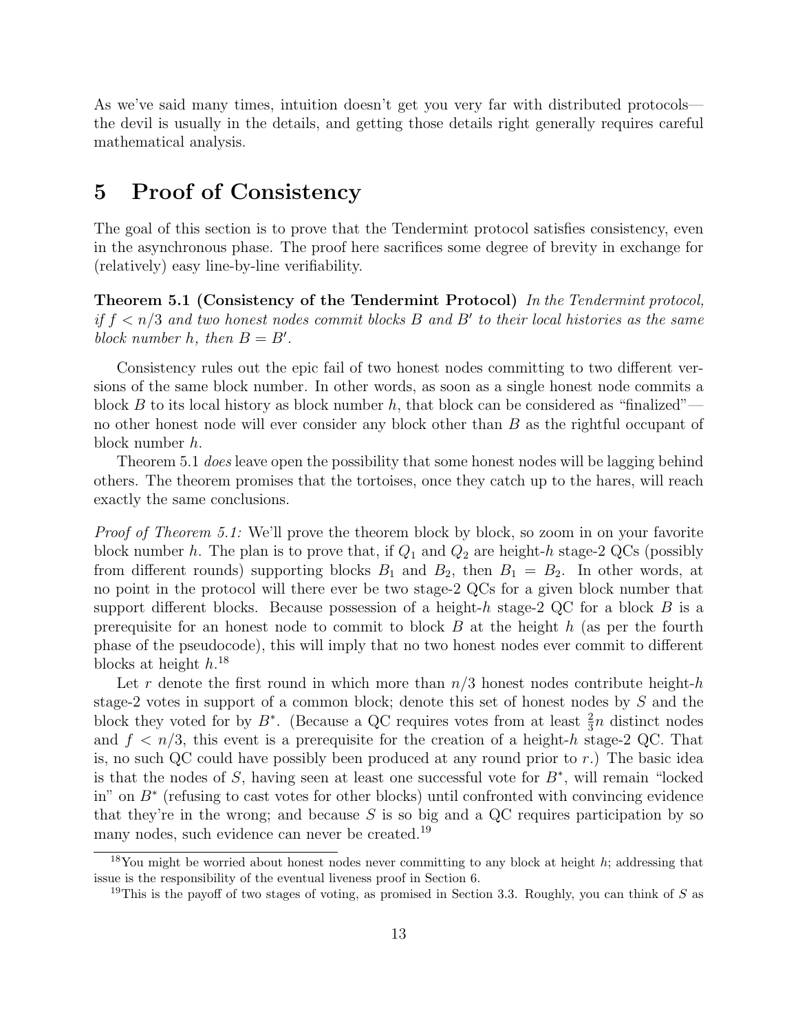As we've said many times, intuition doesn't get you very far with distributed protocols—the devil is usually in the details, and getting those details right generally requires careful mathematical analysis.

# 5 Proof of Consistency

The goal of this section is to prove that the Tendermint protocol satisfies consistency, even in the asynchronous phase. The proof here sacrifices some degree of brevity in exchange for (relatively) easy line-by-line verifiability.

**Theorem 5.1 (Consistency of the Tendermint Protocol)** *In the Tendermint protocol, if $f < n/3$ and two honest nodes commit blocks $B$ and $B'$ to their local histories as the same block number $h$, then $B = B'$.*

Consistency rules out the epic fail of two honest nodes committing to two different versions of the same block number. In other words, as soon as a single honest node commits a block $B$ to its local history as block number $h$, that block can be considered as "finalized"—no other honest node will ever consider any block other than $B$ as the rightful occupant of block number $h$.

Theorem 5.1 *does* leave open the possibility that some honest nodes will be lagging behind others. The theorem promises that the tortoises, once they catch up to the hares, will reach exactly the same conclusions.

*Proof of Theorem 5.1:* We'll prove the theorem block by block, so zoom in on your favorite block number $h$. The plan is to prove that, if $Q_1$ and $Q_2$ are height-$h$ stage-2 QCs (possibly from different rounds) supporting blocks $B_1$ and $B_2$, then $B_1 = B_2$. In other words, at no point in the protocol will there ever be two stage-2 QCs for a given block number that support different blocks. Because possession of a height-$h$ stage-2 QC for a block $B$ is a prerequisite for an honest node to commit to block $B$ at the height $h$ (as per the fourth phase of the pseudocode), this will imply that no two honest nodes ever commit to different blocks at height $h$.[18]

Let $r$ denote the first round in which more than $n/3$ honest nodes contribute height-$h$ stage-2 votes in support of a common block; denote this set of honest nodes by $S$ and the block they voted for by $B^*$. (Because a QC requires votes from at least $\frac{2}{3}n$ distinct nodes and $f < n/3$, this event is a prerequisite for the creation of a height-$h$ stage-2 QC. That is, no such QC could have possibly been produced at any round prior to $r$.) The basic idea is that the nodes of $S$, having seen at least one successful vote for $B^*$, will remain "locked in" on $B^*$ (refusing to cast votes for other blocks) until confronted with convincing evidence that they're in the wrong; and because $S$ is so big and a QC requires participation by so many nodes, such evidence can never be created.[19]

[18] You might be worried about honest nodes never committing to any block at height $h$; addressing that issue is the responsibility of the eventual liveness proof in Section 6.

[19] This is the payoff of two stages of voting, as promised in Section 3.3. Roughly, you can think of $S$ as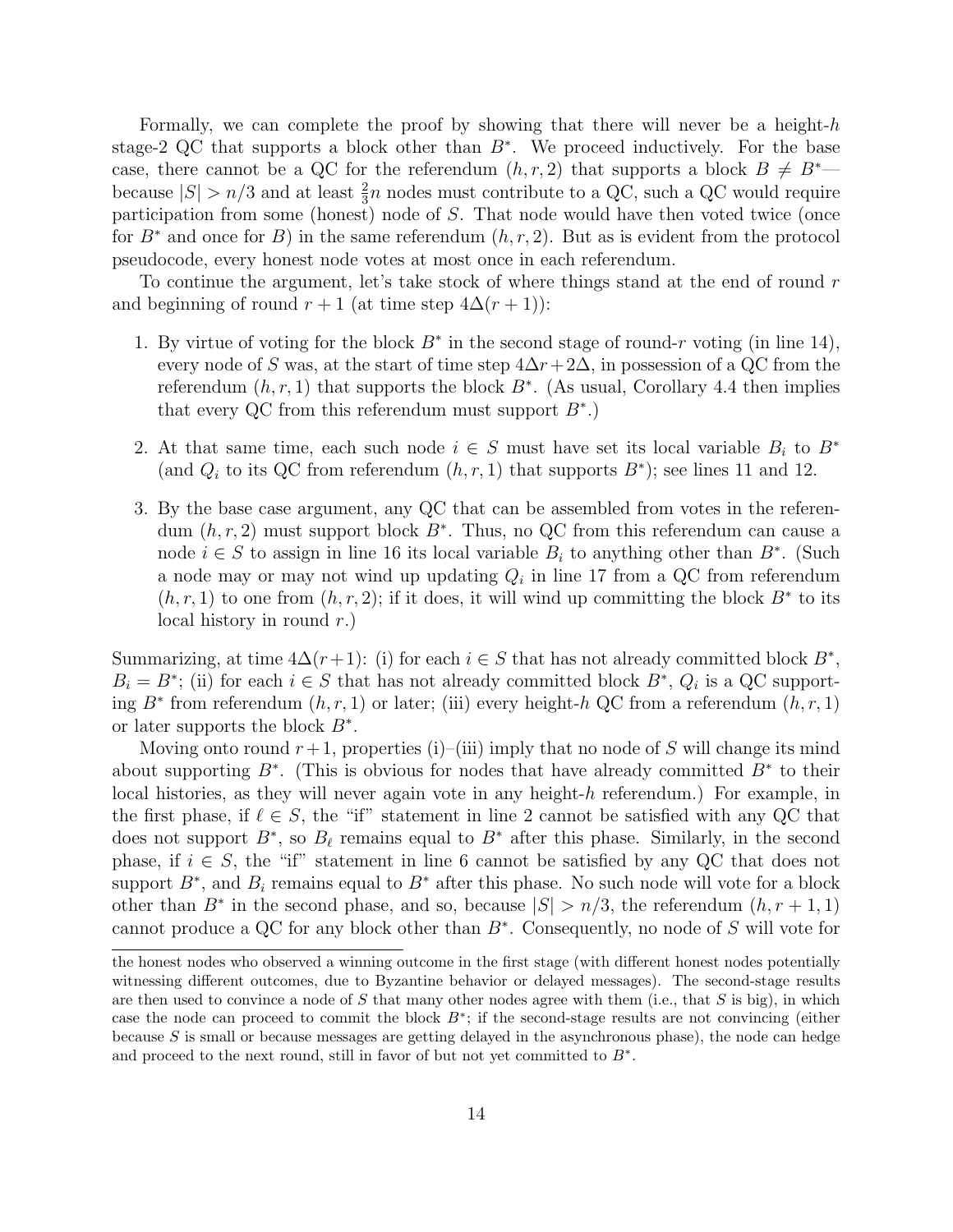Formally, we can complete the proof by showing that there will never be a height-$h$ stage-2 QC that supports a block other than $B^*$. We proceed inductively. For the base case, there cannot be a QC for the referendum $(h, r, 2)$ that supports a block $B \neq B^*$—because $|S| > n/3$ and at least $\frac{2}{3}n$ nodes must contribute to a QC, such a QC would require participation from some (honest) node of $S$. That node would have then voted twice (once for $B^*$ and once for $B$) in the same referendum $(h, r, 2)$. But as is evident from the protocol pseudocode, every honest node votes at most once in each referendum.

To continue the argument, let's take stock of where things stand at the end of round $r$ and beginning of round $r + 1$ (at time step $4\Delta(r + 1)$):

1. By virtue of voting for the block $B^*$ in the second stage of round-$r$ voting (in line 14), every node of $S$ was, at the start of time step $4\Delta r + 2\Delta$, in possession of a QC from the referendum $(h, r, 1)$ that supports the block $B^*$. (As usual, Corollary 4.4 then implies that every QC from this referendum must support $B^*$.)

2. At that same time, each such node $i \in S$ must have set its local variable $B_i$ to $B^*$ (and $Q_i$ to its QC from referendum $(h, r, 1)$ that supports $B^*$); see lines 11 and 12.

3. By the base case argument, any QC that can be assembled from votes in the referendum $(h, r, 2)$ must support block $B^*$. Thus, no QC from this referendum can cause a node $i \in S$ to assign in line 16 its local variable $B_i$ to anything other than $B^*$. (Such a node may or may not wind up updating $Q_i$ in line 17 from a QC from referendum $(h, r, 1)$ to one from $(h, r, 2)$; if it does, it will wind up committing the block $B^*$ to its local history in round $r$.)

Summarizing, at time $4\Delta(r+1)$: (i) for each $i \in S$ that has not already committed block $B^*$, $B_i = B^*$; (ii) for each $i \in S$ that has not already committed block $B^*$, $Q_i$ is a QC supporting $B^*$ from referendum $(h, r, 1)$ or later; (iii) every height-$h$ QC from a referendum $(h, r, 1)$ or later supports the block $B^*$.

Moving onto round $r+1$, properties (i)–(iii) imply that no node of $S$ will change its mind about supporting $B^*$. (This is obvious for nodes that have already committed $B^*$ to their local histories, as they will never again vote in any height-$h$ referendum.) For example, in the first phase, if $\ell \in S$, the "if" statement in line 2 cannot be satisfied with any QC that does not support $B^*$, so $B_\ell$ remains equal to $B^*$ after this phase. Similarly, in the second phase, if $i \in S$, the "if" statement in line 6 cannot be satisfied by any QC that does not support $B^*$, and $B_i$ remains equal to $B^*$ after this phase. No such node will vote for a block other than $B^*$ in the second phase, and so, because $|S| > n/3$, the referendum $(h, r+1, 1)$ cannot produce a QC for any block other than $B^*$. Consequently, no node of $S$ will vote for

---

the honest nodes who observed a winning outcome in the first stage (with different honest nodes potentially witnessing different outcomes, due to Byzantine behavior or delayed messages). The second-stage results are then used to convince a node of $S$ that many other nodes agree with them (i.e., that $S$ is big), in which case the node can proceed to commit the block $B^*$; if the second-stage results are not convincing (either because $S$ is small or because messages are getting delayed in the asynchronous phase), the node can hedge and proceed to the next round, still in favor of but not yet committed to $B^*$.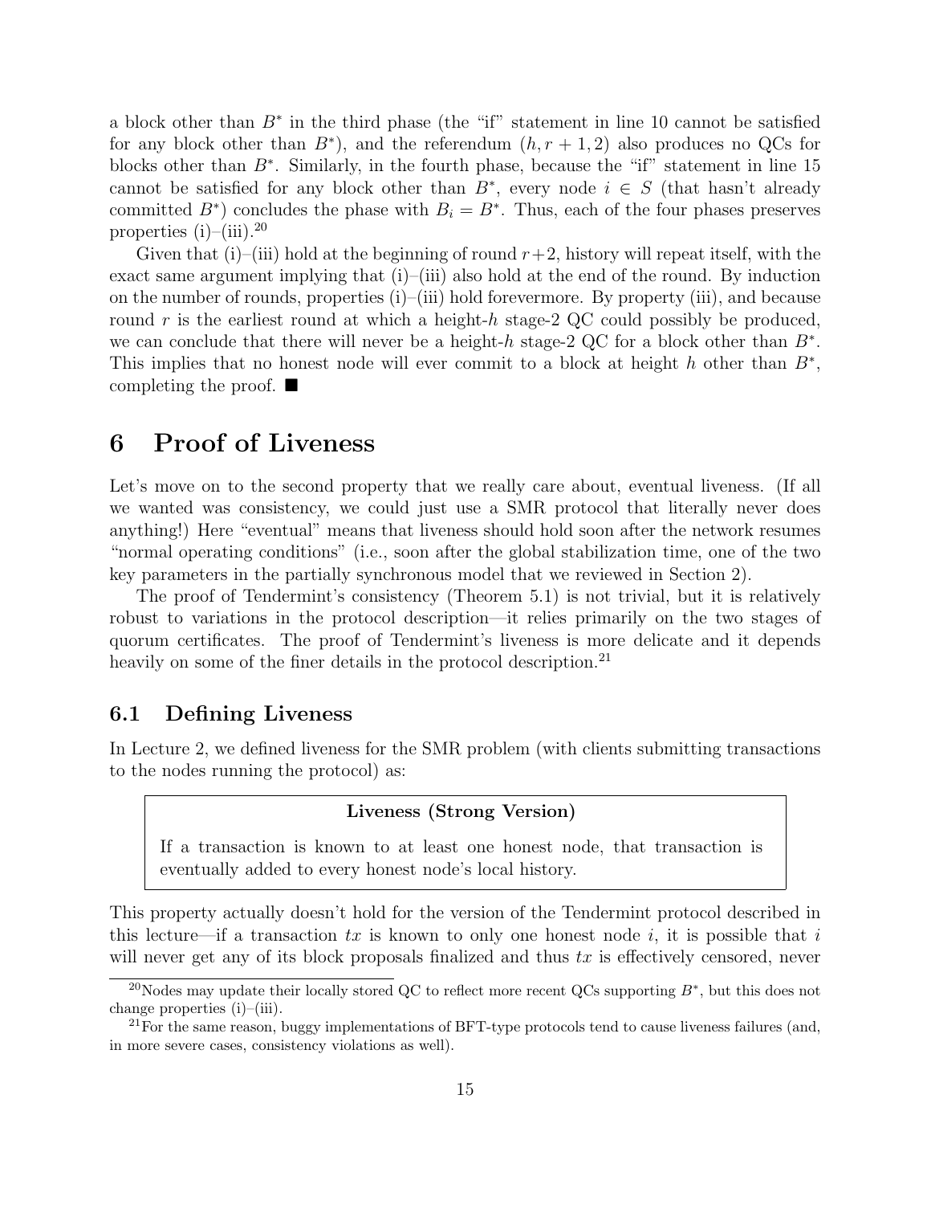a block other than $B^*$ in the third phase (the "if" statement in line 10 cannot be satisfied for any block other than $B^*$), and the referendum $(h, r+1, 2)$ also produces no QCs for blocks other than $B^*$. Similarly, in the fourth phase, because the "if" statement in line 15 cannot be satisfied for any block other than $B^*$, every node $i \in S$ (that hasn't already committed $B^*$) concludes the phase with $B_i = B^*$. Thus, each of the four phases preserves properties (i)–(iii).[20]

Given that (i)–(iii) hold at the beginning of round $r+2$, history will repeat itself, with the exact same argument implying that (i)–(iii) also hold at the end of the round. By induction on the number of rounds, properties (i)–(iii) hold forevermore. By property (iii), and because round $r$ is the earliest round at which a height-$h$ stage-2 QC could possibly be produced, we can conclude that there will never be a height-$h$ stage-2 QC for a block other than $B^*$. This implies that no honest node will ever commit to a block at height $h$ other than $B^*$, completing the proof. ■

# 6 Proof of Liveness

Let's move on to the second property that we really care about, eventual liveness. (If all we wanted was consistency, we could just use a SMR protocol that literally never does anything!) Here "eventual" means that liveness should hold soon after the network resumes "normal operating conditions" (i.e., soon after the global stabilization time, one of the two key parameters in the partially synchronous model that we reviewed in Section 2).

The proof of Tendermint's consistency (Theorem 5.1) is not trivial, but it is relatively robust to variations in the protocol description—it relies primarily on the two stages of quorum certificates. The proof of Tendermint's liveness is more delicate and it depends heavily on some of the finer details in the protocol description.[21]

## 6.1 Defining Liveness

In Lecture 2, we defined liveness for the SMR problem (with clients submitting transactions to the nodes running the protocol) as:

> **Liveness (Strong Version)**
>
> If a transaction is known to at least one honest node, that transaction is eventually added to every honest node's local history.

This property actually doesn't hold for the version of the Tendermint protocol described in this lecture—if a transaction $tx$ is known to only one honest node $i$, it is possible that $i$ will never get any of its block proposals finalized and thus $tx$ is effectively censored, never

---

[20] Nodes may update their locally stored QC to reflect more recent QCs supporting $B^*$, but this does not change properties (i)–(iii).

[21] For the same reason, buggy implementations of BFT-type protocols tend to cause liveness failures (and, in more severe cases, consistency violations as well).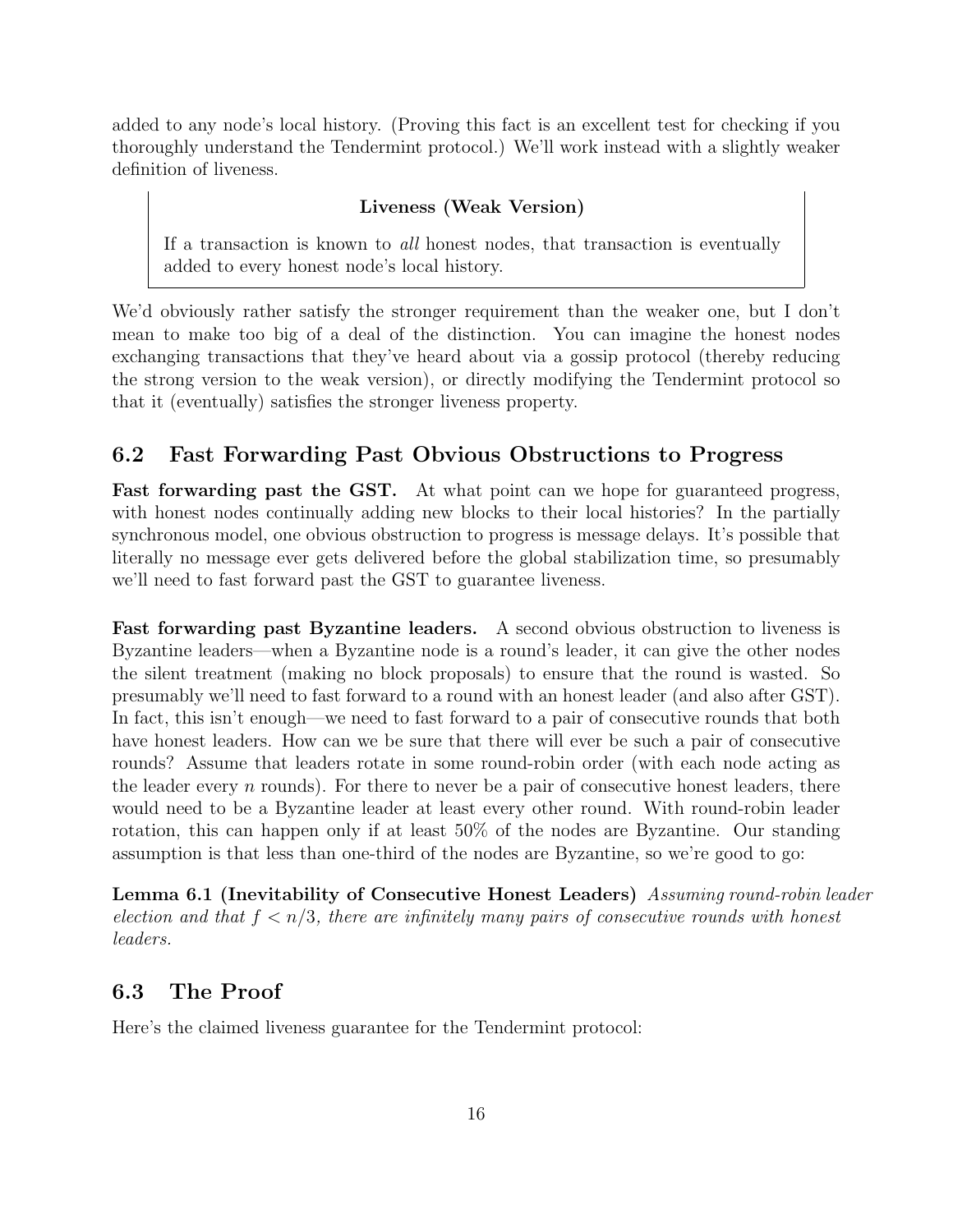added to any node's local history. (Proving this fact is an excellent test for checking if you thoroughly understand the Tendermint protocol.) We'll work instead with a slightly weaker definition of liveness.

> **Liveness (Weak Version)**
>
> If a transaction is known to *all* honest nodes, that transaction is eventually added to every honest node's local history.

We'd obviously rather satisfy the stronger requirement than the weaker one, but I don't mean to make too big of a deal of the distinction. You can imagine the honest nodes exchanging transactions that they've heard about via a gossip protocol (thereby reducing the strong version to the weak version), or directly modifying the Tendermint protocol so that it (eventually) satisfies the stronger liveness property.

## 6.2 Fast Forwarding Past Obvious Obstructions to Progress

**Fast forwarding past the GST.** At what point can we hope for guaranteed progress, with honest nodes continually adding new blocks to their local histories? In the partially synchronous model, one obvious obstruction to progress is message delays. It's possible that literally no message ever gets delivered before the global stabilization time, so presumably we'll need to fast forward past the GST to guarantee liveness.

**Fast forwarding past Byzantine leaders.** A second obvious obstruction to liveness is Byzantine leaders—when a Byzantine node is a round's leader, it can give the other nodes the silent treatment (making no block proposals) to ensure that the round is wasted. So presumably we'll need to fast forward to a round with an honest leader (and also after GST). In fact, this isn't enough—we need to fast forward to a pair of consecutive rounds that both have honest leaders. How can we be sure that there will ever be such a pair of consecutive rounds? Assume that leaders rotate in some round-robin order (with each node acting as the leader every $n$ rounds). For there to never be a pair of consecutive honest leaders, there would need to be a Byzantine leader at least every other round. With round-robin leader rotation, this can happen only if at least 50% of the nodes are Byzantine. Our standing assumption is that less than one-third of the nodes are Byzantine, so we're good to go:

**Lemma 6.1 (Inevitability of Consecutive Honest Leaders)** *Assuming round-robin leader election and that $f < n/3$, there are infinitely many pairs of consecutive rounds with honest leaders.*

## 6.3 The Proof

Here's the claimed liveness guarantee for the Tendermint protocol: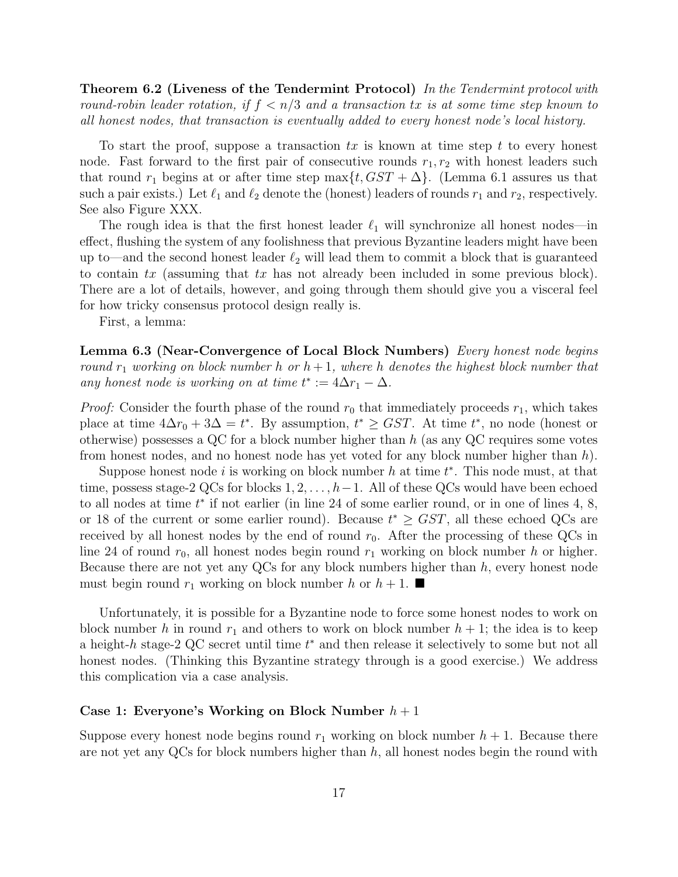**Theorem 6.2 (Liveness of the Tendermint Protocol)** *In the Tendermint protocol with round-robin leader rotation, if $f < n/3$ and a transaction $tx$ is at some time step known to all honest nodes, that transaction is eventually added to every honest node's local history.*

To start the proof, suppose a transaction $tx$ is known at time step $t$ to every honest node. Fast forward to the first pair of consecutive rounds $r_1, r_2$ with honest leaders such that round $r_1$ begins at or after time step $\max\{t, GST + \Delta\}$. (Lemma 6.1 assures us that such a pair exists.) Let $\ell_1$ and $\ell_2$ denote the (honest) leaders of rounds $r_1$ and $r_2$, respectively. See also Figure XXX.

The rough idea is that the first honest leader $\ell_1$ will synchronize all honest nodes—in effect, flushing the system of any foolishness that previous Byzantine leaders might have been up to—and the second honest leader $\ell_2$ will lead them to commit a block that is guaranteed to contain $tx$ (assuming that $tx$ has not already been included in some previous block). There are a lot of details, however, and going through them should give you a visceral feel for how tricky consensus protocol design really is.

First, a lemma:

**Lemma 6.3 (Near-Convergence of Local Block Numbers)** *Every honest node begins round $r_1$ working on block number $h$ or $h+1$, where $h$ denotes the highest block number that any honest node is working on at time $t^* := 4\Delta r_1 - \Delta$.*

*Proof:* Consider the fourth phase of the round $r_0$ that immediately proceeds $r_1$, which takes place at time $4\Delta r_0 + 3\Delta = t^*$. By assumption, $t^* \geq GST$. At time $t^*$, no node (honest or otherwise) possesses a QC for a block number higher than $h$ (as any QC requires some votes from honest nodes, and no honest node has yet voted for any block number higher than $h$).

Suppose honest node $i$ is working on block number $h$ at time $t^*$. This node must, at that time, possess stage-2 QCs for blocks $1, 2, \ldots, h-1$. All of these QCs would have been echoed to all nodes at time $t^*$ if not earlier (in line 24 of some earlier round, or in one of lines 4, 8, or 18 of the current or some earlier round). Because $t^* \geq GST$, all these echoed QCs are received by all honest nodes by the end of round $r_0$. After the processing of these QCs in line 24 of round $r_0$, all honest nodes begin round $r_1$ working on block number $h$ or higher. Because there are not yet any QCs for any block numbers higher than $h$, every honest node must begin round $r_1$ working on block number $h$ or $h+1$. ■

Unfortunately, it is possible for a Byzantine node to force some honest nodes to work on block number $h$ in round $r_1$ and others to work on block number $h+1$; the idea is to keep a height-$h$ stage-2 QC secret until time $t^*$ and then release it selectively to some but not all honest nodes. (Thinking this Byzantine strategy through is a good exercise.) We address this complication via a case analysis.

### Case 1: Everyone's Working on Block Number $h+1$

Suppose every honest node begins round $r_1$ working on block number $h+1$. Because there are not yet any QCs for block numbers higher than $h$, all honest nodes begin the round with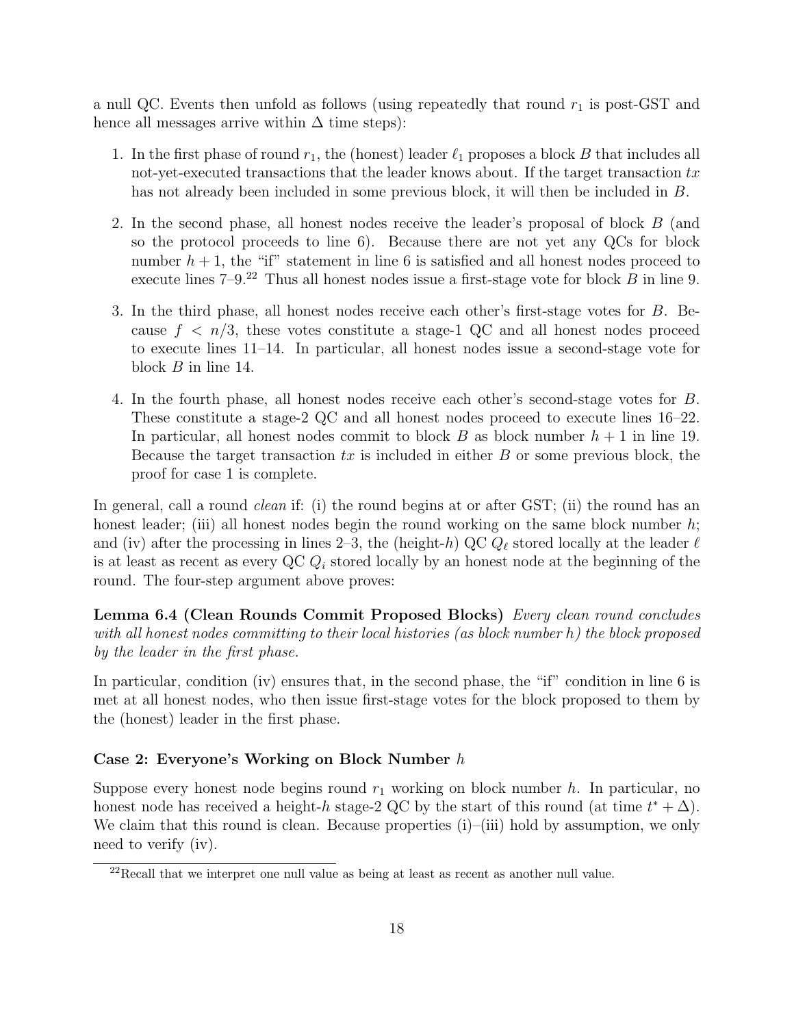a null QC. Events then unfold as follows (using repeatedly that round $r_1$ is post-GST and hence all messages arrive within $\Delta$ time steps):

1. In the first phase of round $r_1$, the (honest) leader $\ell_1$ proposes a block $B$ that includes all not-yet-executed transactions that the leader knows about. If the target transaction $tx$ has not already been included in some previous block, it will then be included in $B$.
2. In the second phase, all honest nodes receive the leader's proposal of block $B$ (and so the protocol proceeds to line 6). Because there are not yet any QCs for block number $h + 1$, the "if" statement in line 6 is satisfied and all honest nodes proceed to execute lines 7–9.[22] Thus all honest nodes issue a first-stage vote for block $B$ in line 9.
3. In the third phase, all honest nodes receive each other's first-stage votes for $B$. Because $f < n/3$, these votes constitute a stage-1 QC and all honest nodes proceed to execute lines 11–14. In particular, all honest nodes issue a second-stage vote for block $B$ in line 14.
4. In the fourth phase, all honest nodes receive each other's second-stage votes for $B$. These constitute a stage-2 QC and all honest nodes proceed to execute lines 16–22. In particular, all honest nodes commit to block $B$ as block number $h + 1$ in line 19. Because the target transaction $tx$ is included in either $B$ or some previous block, the proof for case 1 is complete.

In general, call a round *clean* if: (i) the round begins at or after GST; (ii) the round has an honest leader; (iii) all honest nodes begin the round working on the same block number $h$; and (iv) after the processing in lines 2–3, the (height-$h$) QC $Q_\ell$ stored locally at the leader $\ell$ is at least as recent as every QC $Q_i$ stored locally by an honest node at the beginning of the round. The four-step argument above proves:

**Lemma 6.4 (Clean Rounds Commit Proposed Blocks)** *Every clean round concludes with all honest nodes committing to their local histories (as block number $h$) the block proposed by the leader in the first phase.*

In particular, condition (iv) ensures that, in the second phase, the "if" condition in line 6 is met at all honest nodes, who then issue first-stage votes for the block proposed to them by the (honest) leader in the first phase.

### Case 2: Everyone's Working on Block Number $h$

Suppose every honest node begins round $r_1$ working on block number $h$. In particular, no honest node has received a height-$h$ stage-2 QC by the start of this round (at time $t^* + \Delta$). We claim that this round is clean. Because properties (i)–(iii) hold by assumption, we only need to verify (iv).

[22] Recall that we interpret one null value as being at least as recent as another null value.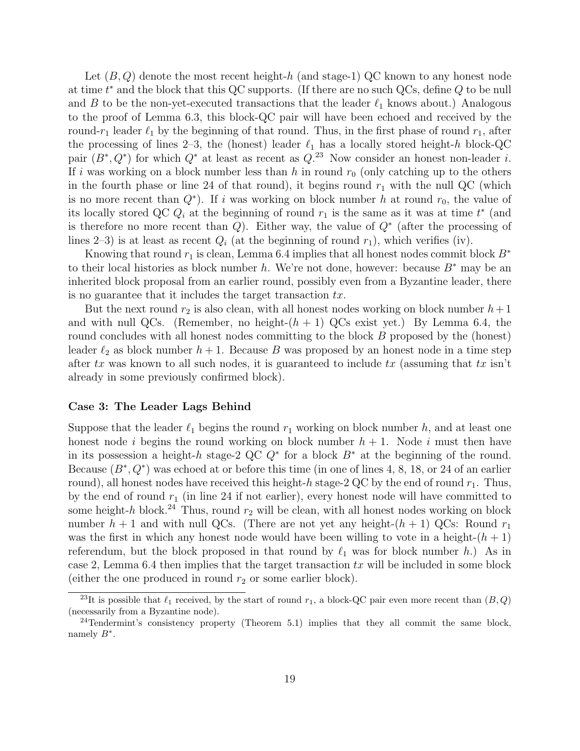Let $(B, Q)$ denote the most recent height-$h$ (and stage-1) QC known to any honest node at time $t^*$ and the block that this QC supports. (If there are no such QCs, define $Q$ to be null and $B$ to be the non-yet-executed transactions that the leader $\ell_1$ knows about.) Analogous to the proof of Lemma 6.3, this block-QC pair will have been echoed and received by the round-$r_1$ leader $\ell_1$ by the beginning of that round. Thus, in the first phase of round $r_1$, after the processing of lines 2–3, the (honest) leader $\ell_1$ has a locally stored height-$h$ block-QC pair $(B^*, Q^*)$ for which $Q^*$ at least as recent as $Q$.[23] Now consider an honest non-leader $i$. If $i$ was working on a block number less than $h$ in round $r_0$ (only catching up to the others in the fourth phase or line 24 of that round), it begins round $r_1$ with the null QC (which is no more recent than $Q^*$). If $i$ was working on block number $h$ at round $r_0$, the value of its locally stored QC $Q_i$ at the beginning of round $r_1$ is the same as it was at time $t^*$ (and is therefore no more recent than $Q$). Either way, the value of $Q^*$ (after the processing of lines 2–3) is at least as recent $Q_i$ (at the beginning of round $r_1$), which verifies (iv).

Knowing that round $r_1$ is clean, Lemma 6.4 implies that all honest nodes commit block $B^*$ to their local histories as block number $h$. We're not done, however: because $B^*$ may be an inherited block proposal from an earlier round, possibly even from a Byzantine leader, there is no guarantee that it includes the target transaction $tx$.

But the next round $r_2$ is also clean, with all honest nodes working on block number $h + 1$ and with null QCs. (Remember, no height-$(h + 1)$ QCs exist yet.) By Lemma 6.4, the round concludes with all honest nodes committing to the block $B$ proposed by the (honest) leader $\ell_2$ as block number $h + 1$. Because $B$ was proposed by an honest node in a time step after $tx$ was known to all such nodes, it is guaranteed to include $tx$ (assuming that $tx$ isn't already in some previously confirmed block).

#### Case 3: The Leader Lags Behind

Suppose that the leader $\ell_1$ begins the round $r_1$ working on block number $h$, and at least one honest node $i$ begins the round working on block number $h + 1$. Node $i$ must then have in its possession a height-$h$ stage-2 QC $Q^*$ for a block $B^*$ at the beginning of the round. Because $(B^*, Q^*)$ was echoed at or before this time (in one of lines 4, 8, 18, or 24 of an earlier round), all honest nodes have received this height-$h$ stage-2 QC by the end of round $r_1$. Thus, by the end of round $r_1$ (in line 24 if not earlier), every honest node will have committed to some height-$h$ block.[24] Thus, round $r_2$ will be clean, with all honest nodes working on block number $h + 1$ and with null QCs. (There are not yet any height-$(h + 1)$ QCs: Round $r_1$ was the first in which any honest node would have been willing to vote in a height-$(h + 1)$ referendum, but the block proposed in that round by $\ell_1$ was for block number $h$.) As in case 2, Lemma 6.4 then implies that the target transaction $tx$ will be included in some block (either the one produced in round $r_2$ or some earlier block).

[23] It is possible that $\ell_1$ received, by the start of round $r_1$, a block-QC pair even more recent than $(B, Q)$ (necessarily from a Byzantine node).

[24] Tendermint's consistency property (Theorem 5.1) implies that they all commit the same block, namely $B^*$.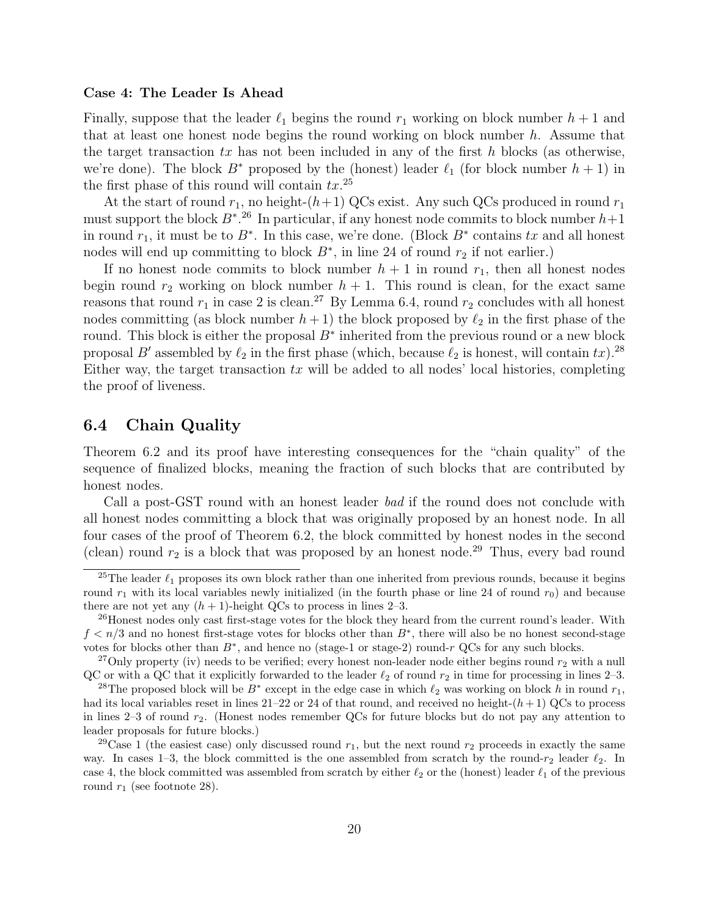**Case 4: The Leader Is Ahead**

Finally, suppose that the leader $\ell_1$ begins the round $r_1$ working on block number $h+1$ and that at least one honest node begins the round working on block number $h$. Assume that the target transaction $tx$ has not been included in any of the first $h$ blocks (as otherwise, we're done). The block $B^*$ proposed by the (honest) leader $\ell_1$ (for block number $h+1$) in the first phase of this round will contain $tx$.[25]

At the start of round $r_1$, no height-$(h+1)$ QCs exist. Any such QCs produced in round $r_1$ must support the block $B^*$.[26] In particular, if any honest node commits to block number $h+1$ in round $r_1$, it must be to $B^*$. In this case, we're done. (Block $B^*$ contains $tx$ and all honest nodes will end up committing to block $B^*$, in line 24 of round $r_2$ if not earlier.)

If no honest node commits to block number $h+1$ in round $r_1$, then all honest nodes begin round $r_2$ working on block number $h+1$. This round is clean, for the exact same reasons that round $r_1$ in case 2 is clean.[27] By Lemma 6.4, round $r_2$ concludes with all honest nodes committing (as block number $h+1$) the block proposed by $\ell_2$ in the first phase of the round. This block is either the proposal $B^*$ inherited from the previous round or a new block proposal $B'$ assembled by $\ell_2$ in the first phase (which, because $\ell_2$ is honest, will contain $tx$).[28] Either way, the target transaction $tx$ will be added to all nodes' local histories, completing the proof of liveness.

## 6.4 Chain Quality

Theorem 6.2 and its proof have interesting consequences for the "chain quality" of the sequence of finalized blocks, meaning the fraction of such blocks that are contributed by honest nodes.

Call a post-GST round with an honest leader *bad* if the round does not conclude with all honest nodes committing a block that was originally proposed by an honest node. In all four cases of the proof of Theorem 6.2, the block committed by honest nodes in the second (clean) round $r_2$ is a block that was proposed by an honest node.[29] Thus, every bad round

---

[25] The leader $\ell_1$ proposes its own block rather than one inherited from previous rounds, because it begins round $r_1$ with its local variables newly initialized (in the fourth phase or line 24 of round $r_0$) and because there are not yet any $(h+1)$-height QCs to process in lines 2–3.

[26] Honest nodes only cast first-stage votes for the block they heard from the current round's leader. With $f < n/3$ and no honest first-stage votes for blocks other than $B^*$, there will also be no honest second-stage votes for blocks other than $B^*$, and hence no (stage-1 or stage-2) round-$r$ QCs for any such blocks.

[27] Only property (iv) needs to be verified; every honest non-leader node either begins round $r_2$ with a null QC or with a QC that it explicitly forwarded to the leader $\ell_2$ of round $r_2$ in time for processing in lines 2–3.

[28] The proposed block will be $B^*$ except in the edge case in which $\ell_2$ was working on block $h$ in round $r_1$, had its local variables reset in lines 21–22 or 24 of that round, and received no height-$(h+1)$ QCs to process in lines 2–3 of round $r_2$. (Honest nodes remember QCs for future blocks but do not pay any attention to leader proposals for future blocks.)

[29] Case 1 (the easiest case) only discussed round $r_1$, but the next round $r_2$ proceeds in exactly the same way. In cases 1–3, the block committed is the one assembled from scratch by the round-$r_2$ leader $\ell_2$. In case 4, the block committed was assembled from scratch by either $\ell_2$ or the (honest) leader $\ell_1$ of the previous round $r_1$ (see footnote 28).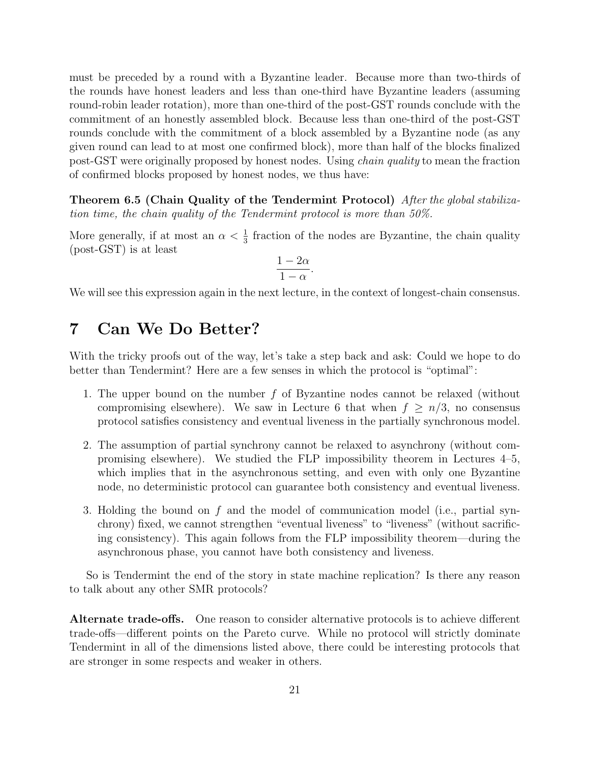must be preceded by a round with a Byzantine leader. Because more than two-thirds of the rounds have honest leaders and less than one-third have Byzantine leaders (assuming round-robin leader rotation), more than one-third of the post-GST rounds conclude with the commitment of an honestly assembled block. Because less than one-third of the post-GST rounds conclude with the commitment of a block assembled by a Byzantine node (as any given round can lead to at most one confirmed block), more than half of the blocks finalized post-GST were originally proposed by honest nodes. Using *chain quality* to mean the fraction of confirmed blocks proposed by honest nodes, we thus have:

**Theorem 6.5 (Chain Quality of the Tendermint Protocol)** *After the global stabilization time, the chain quality of the Tendermint protocol is more than 50%.*

More generally, if at most an $\alpha < \frac{1}{3}$ fraction of the nodes are Byzantine, the chain quality (post-GST) is at least

$$\frac{1-2\alpha}{1-\alpha}.$$

We will see this expression again in the next lecture, in the context of longest-chain consensus.

# 7 Can We Do Better?

With the tricky proofs out of the way, let's take a step back and ask: Could we hope to do better than Tendermint? Here are a few senses in which the protocol is "optimal":

1. The upper bound on the number $f$ of Byzantine nodes cannot be relaxed (without compromising elsewhere). We saw in Lecture 6 that when $f \geq n/3$, no consensus protocol satisfies consistency and eventual liveness in the partially synchronous model.
2. The assumption of partial synchrony cannot be relaxed to asynchrony (without compromising elsewhere). We studied the FLP impossibility theorem in Lectures 4–5, which implies that in the asynchronous setting, and even with only one Byzantine node, no deterministic protocol can guarantee both consistency and eventual liveness.
3. Holding the bound on $f$ and the model of communication model (i.e., partial synchrony) fixed, we cannot strengthen "eventual liveness" to "liveness" (without sacrificing consistency). This again follows from the FLP impossibility theorem—during the asynchronous phase, you cannot have both consistency and liveness.

So is Tendermint the end of the story in state machine replication? Is there any reason to talk about any other SMR protocols?

**Alternate trade-offs.** One reason to consider alternative protocols is to achieve different trade-offs—different points on the Pareto curve. While no protocol will strictly dominate Tendermint in all of the dimensions listed above, there could be interesting protocols that are stronger in some respects and weaker in others.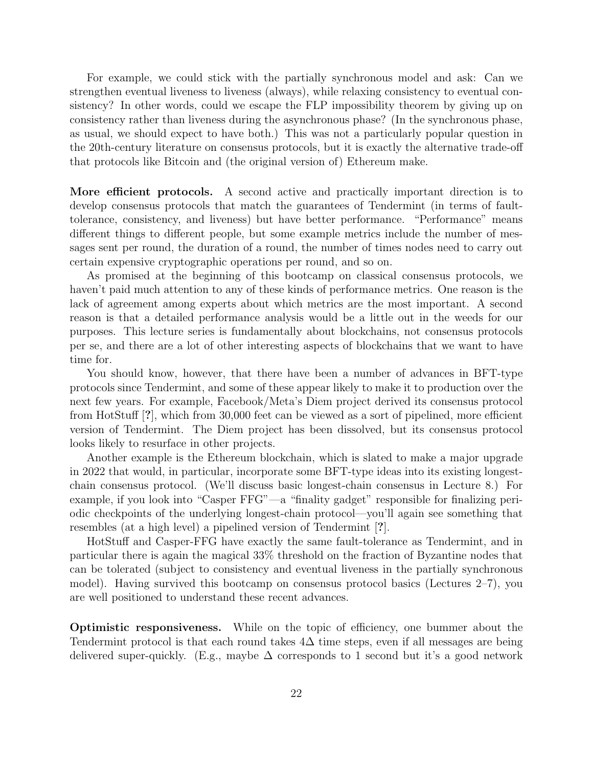For example, we could stick with the partially synchronous model and ask: Can we strengthen eventual liveness to liveness (always), while relaxing consistency to eventual consistency? In other words, could we escape the FLP impossibility theorem by giving up on consistency rather than liveness during the asynchronous phase? (In the synchronous phase, as usual, we should expect to have both.) This was not a particularly popular question in the 20th-century literature on consensus protocols, but it is exactly the alternative trade-off that protocols like Bitcoin and (the original version of) Ethereum make.

**More efficient protocols.** A second active and practically important direction is to develop consensus protocols that match the guarantees of Tendermint (in terms of fault-tolerance, consistency, and liveness) but have better performance. "Performance" means different things to different people, but some example metrics include the number of messages sent per round, the duration of a round, the number of times nodes need to carry out certain expensive cryptographic operations per round, and so on.

As promised at the beginning of this bootcamp on classical consensus protocols, we haven't paid much attention to any of these kinds of performance metrics. One reason is the lack of agreement among experts about which metrics are the most important. A second reason is that a detailed performance analysis would be a little out in the weeds for our purposes. This lecture series is fundamentally about blockchains, not consensus protocols per se, and there are a lot of other interesting aspects of blockchains that we want to have time for.

You should know, however, that there have been a number of advances in BFT-type protocols since Tendermint, and some of these appear likely to make it to production over the next few years. For example, Facebook/Meta's Diem project derived its consensus protocol from HotStuff [**?**], which from 30,000 feet can be viewed as a sort of pipelined, more efficient version of Tendermint. The Diem project has been dissolved, but its consensus protocol looks likely to resurface in other projects.

Another example is the Ethereum blockchain, which is slated to make a major upgrade in 2022 that would, in particular, incorporate some BFT-type ideas into its existing longest-chain consensus protocol. (We'll discuss basic longest-chain consensus in Lecture 8.) For example, if you look into "Casper FFG"—a "finality gadget" responsible for finalizing periodic checkpoints of the underlying longest-chain protocol—you'll again see something that resembles (at a high level) a pipelined version of Tendermint [**?**].

HotStuff and Casper-FFG have exactly the same fault-tolerance as Tendermint, and in particular there is again the magical 33% threshold on the fraction of Byzantine nodes that can be tolerated (subject to consistency and eventual liveness in the partially synchronous model). Having survived this bootcamp on consensus protocol basics (Lectures 2–7), you are well positioned to understand these recent advances.

**Optimistic responsiveness.** While on the topic of efficiency, one bummer about the Tendermint protocol is that each round takes $4\Delta$ time steps, even if all messages are being delivered super-quickly. (E.g., maybe $\Delta$ corresponds to 1 second but it's a good network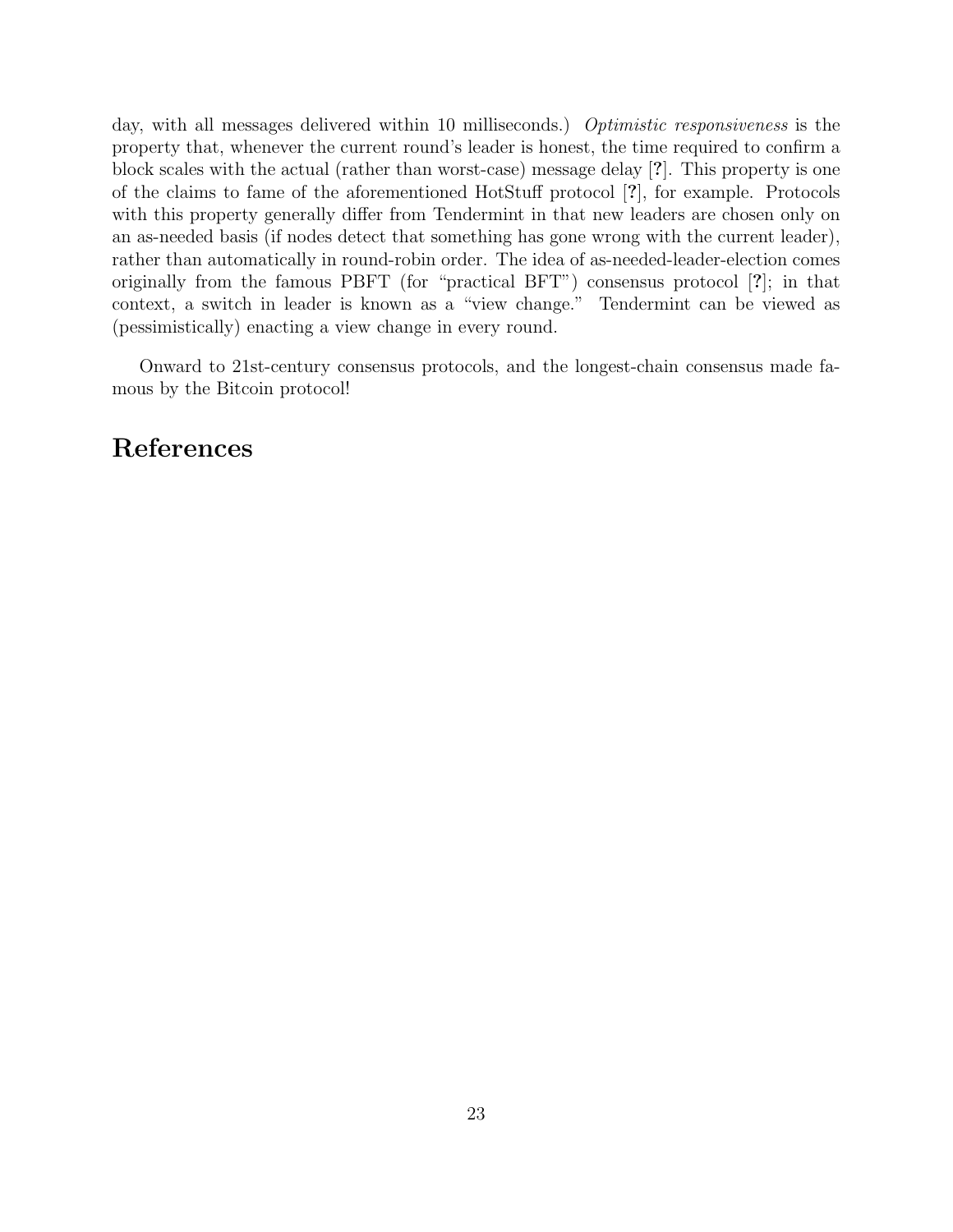day, with all messages delivered within 10 milliseconds.) *Optimistic responsiveness* is the property that, whenever the current round's leader is honest, the time required to confirm a block scales with the actual (rather than worst-case) message delay [**?**]. This property is one of the claims to fame of the aforementioned HotStuff protocol [**?**], for example. Protocols with this property generally differ from Tendermint in that new leaders are chosen only on an as-needed basis (if nodes detect that something has gone wrong with the current leader), rather than automatically in round-robin order. The idea of as-needed-leader-election comes originally from the famous PBFT (for "practical BFT") consensus protocol [**?**]; in that context, a switch in leader is known as a "view change." Tendermint can be viewed as (pessimistically) enacting a view change in every round.

Onward to 21st-century consensus protocols, and the longest-chain consensus made famous by the Bitcoin protocol!

# References